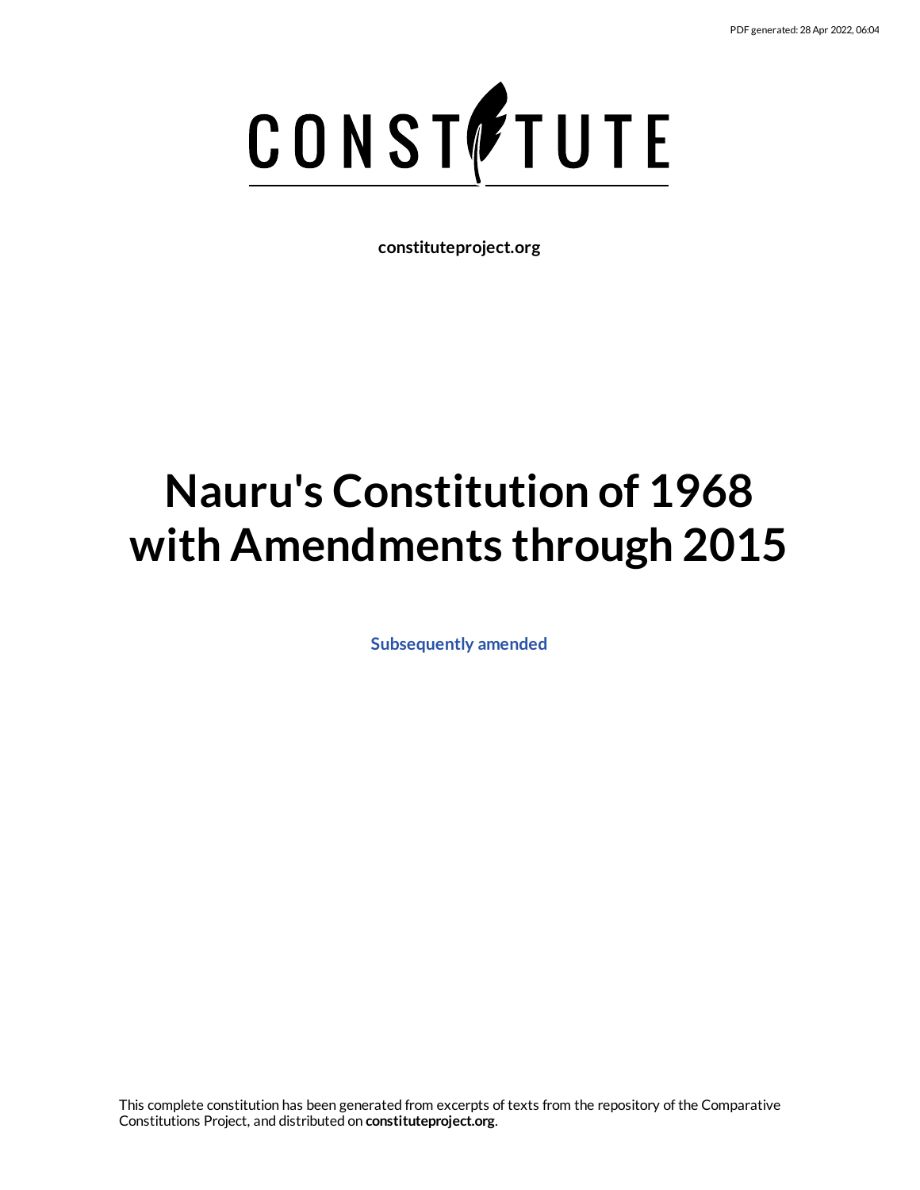# Nauru's Constitution of 1968 with Amendments through 2015

**Subsequently amended**

This complete constitution has been generated from excerpts of texts from the repository of the Comparative Constitutions Project, and distributed on **constituteproject.org**.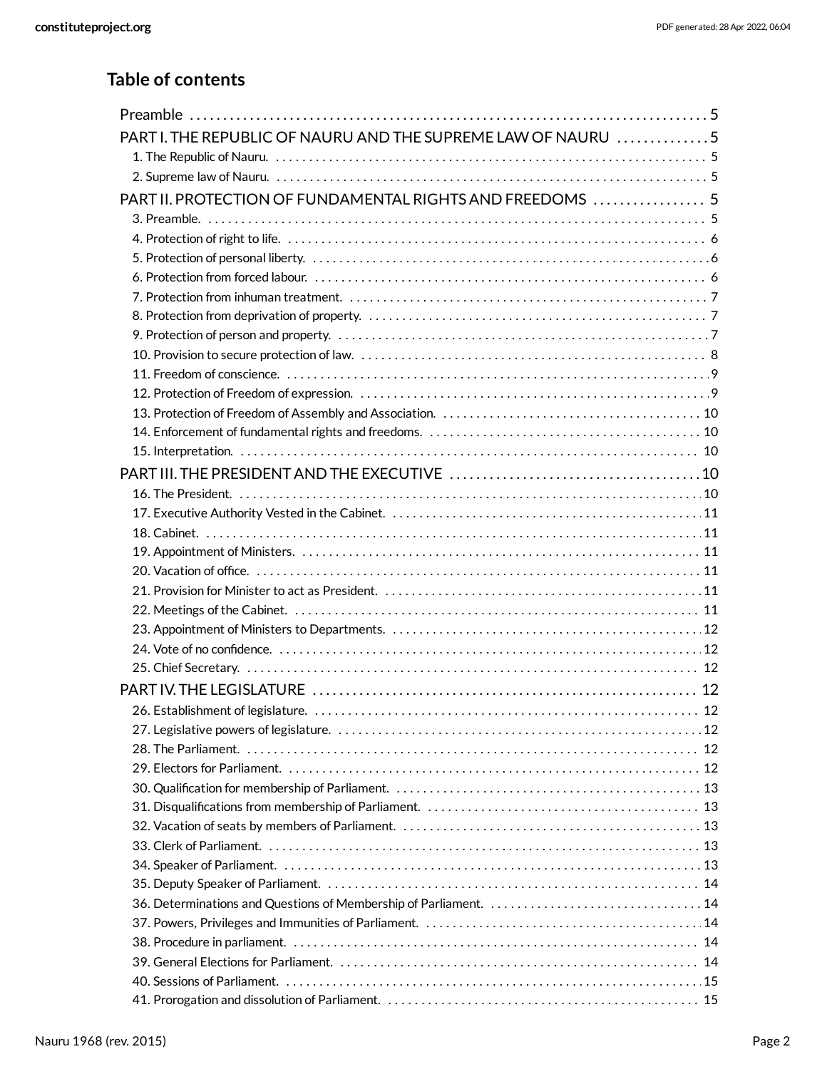## Table of contents

Preamble . . . . . 5

PART I. THE REPUBLIC OF NAURU AND THE SUPREME LAW OF NAURU . . . . . 5

- 1. The Republic of Nauru. . . . . 5
- 2. Supreme law of Nauru. . . . . 5

PART II. PROTECTION OF FUNDAMENTAL RIGHTS AND FREEDOMS . . . . . 5

- 3. Preamble. . . . . 5
- 4. Protection of right to life. . . . . 6
- 5. Protection of personal liberty. . . . . 6
- 6. Protection from forced labour. . . . . 6
- 7. Protection from inhuman treatment. . . . . 7
- 8. Protection from deprivation of property. . . . . 7
- 9. Protection of person and property. . . . . 7
- 10. Provision to secure protection of law. . . . . 8
- 11. Freedom of conscience. . . . . 9
- 12. Protection of Freedom of expression. . . . . 9
- 13. Protection of Freedom of Assembly and Association. . . . . 10
- 14. Enforcement of fundamental rights and freedoms. . . . . 10
- 15. Interpretation. . . . . 10

PART III. THE PRESIDENT AND THE EXECUTIVE . . . . . 10

- 16. The President. . . . . 10
- 17. Executive Authority Vested in the Cabinet. . . . . 11
- 18. Cabinet. . . . . 11
- 19. Appointment of Ministers. . . . . 11
- 20. Vacation of office. . . . . 11
- 21. Provision for Minister to act as President. . . . . 11
- 22. Meetings of the Cabinet. . . . . 11
- 23. Appointment of Ministers to Departments. . . . . 12
- 24. Vote of no confidence. . . . . 12
- 25. Chief Secretary. . . . . 12

PART IV. THE LEGISLATURE . . . . . 12

- 26. Establishment of legislature. . . . . 12
- 27. Legislative powers of legislature. . . . . 12
- 28. The Parliament. . . . . 12
- 29. Electors for Parliament. . . . . 12
- 30. Qualification for membership of Parliament. . . . . 13
- 31. Disqualifications from membership of Parliament. . . . . 13
- 32. Vacation of seats by members of Parliament. . . . . 13
- 33. Clerk of Parliament. . . . . 13
- 34. Speaker of Parliament. . . . . 13
- 35. Deputy Speaker of Parliament. . . . . 14
- 36. Determinations and Questions of Membership of Parliament. . . . . 14
- 37. Powers, Privileges and Immunities of Parliament. . . . . 14
- 38. Procedure in parliament. . . . . 14
- 39. General Elections for Parliament. . . . . 14
- 40. Sessions of Parliament. . . . . 15
- 41. Prorogation and dissolution of Parliament. . . . . 15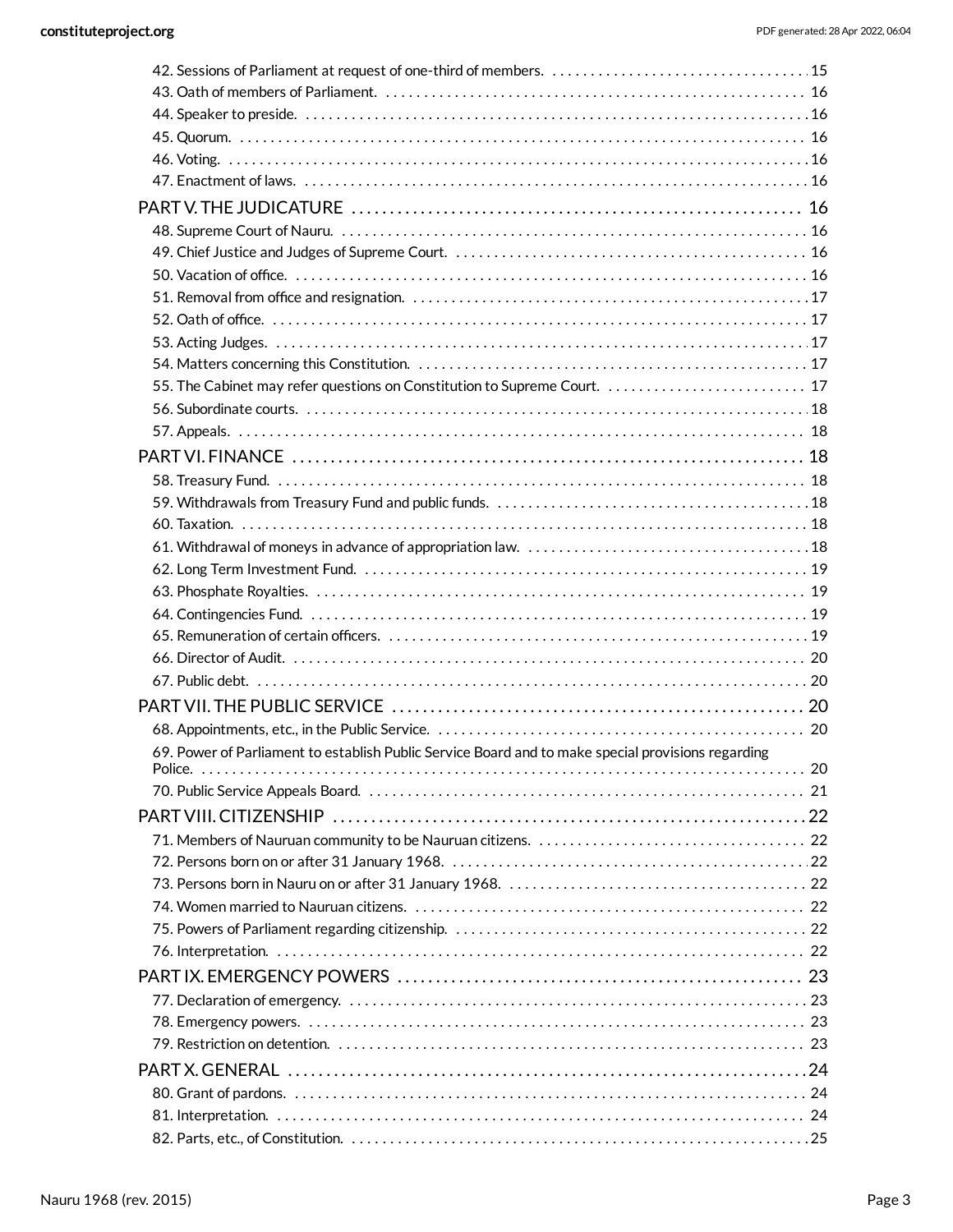42. Sessions of Parliament at request of one-third of members. . . . . . . . . . 15
43. Oath of members of Parliament. . . . . . . . . . 16
44. Speaker to preside. . . . . . . . . . 16
45. Quorum. . . . . . . . . . 16
46. Voting. . . . . . . . . . 16
47. Enactment of laws. . . . . . . . . . 16

PART V. THE JUDICATURE . . . . . . . . . . 16

48. Supreme Court of Nauru. . . . . . . . . . 16
49. Chief Justice and Judges of Supreme Court. . . . . . . . . . 16
50. Vacation of office. . . . . . . . . . 16
51. Removal from office and resignation. . . . . . . . . . 17
52. Oath of office. . . . . . . . . . 17
53. Acting Judges. . . . . . . . . . 17
54. Matters concerning this Constitution. . . . . . . . . . 17
55. The Cabinet may refer questions on Constitution to Supreme Court. . . . . . . . . . 17
56. Subordinate courts. . . . . . . . . . 18
57. Appeals. . . . . . . . . . 18

PART VI. FINANCE . . . . . . . . . . 18

58. Treasury Fund. . . . . . . . . . 18
59. Withdrawals from Treasury Fund and public funds. . . . . . . . . . 18
60. Taxation. . . . . . . . . . 18
61. Withdrawal of moneys in advance of appropriation law. . . . . . . . . . 18
62. Long Term Investment Fund. . . . . . . . . . 19
63. Phosphate Royalties. . . . . . . . . . 19
64. Contingencies Fund. . . . . . . . . . 19
65. Remuneration of certain officers. . . . . . . . . . 19
66. Director of Audit. . . . . . . . . . 20
67. Public debt. . . . . . . . . . 20

PART VII. THE PUBLIC SERVICE . . . . . . . . . . 20

68. Appointments, etc., in the Public Service. . . . . . . . . . 20
69. Power of Parliament to establish Public Service Board and to make special provisions regarding Police. . . . . . . . . . 20
70. Public Service Appeals Board. . . . . . . . . . 21

PART VIII. CITIZENSHIP . . . . . . . . . . 22

71. Members of Nauruan community to be Nauruan citizens. . . . . . . . . . 22
72. Persons born on or after 31 January 1968. . . . . . . . . . 22
73. Persons born in Nauru on or after 31 January 1968. . . . . . . . . . 22
74. Women married to Nauruan citizens. . . . . . . . . . 22
75. Powers of Parliament regarding citizenship. . . . . . . . . . 22
76. Interpretation. . . . . . . . . . 22

PART IX. EMERGENCY POWERS . . . . . . . . . . 23

77. Declaration of emergency. . . . . . . . . . 23
78. Emergency powers. . . . . . . . . . 23
79. Restriction on detention. . . . . . . . . . 23

PART X. GENERAL . . . . . . . . . . 24

80. Grant of pardons. . . . . . . . . . 24
81. Interpretation. . . . . . . . . . 24
82. Parts, etc., of Constitution. . . . . . . . . . 25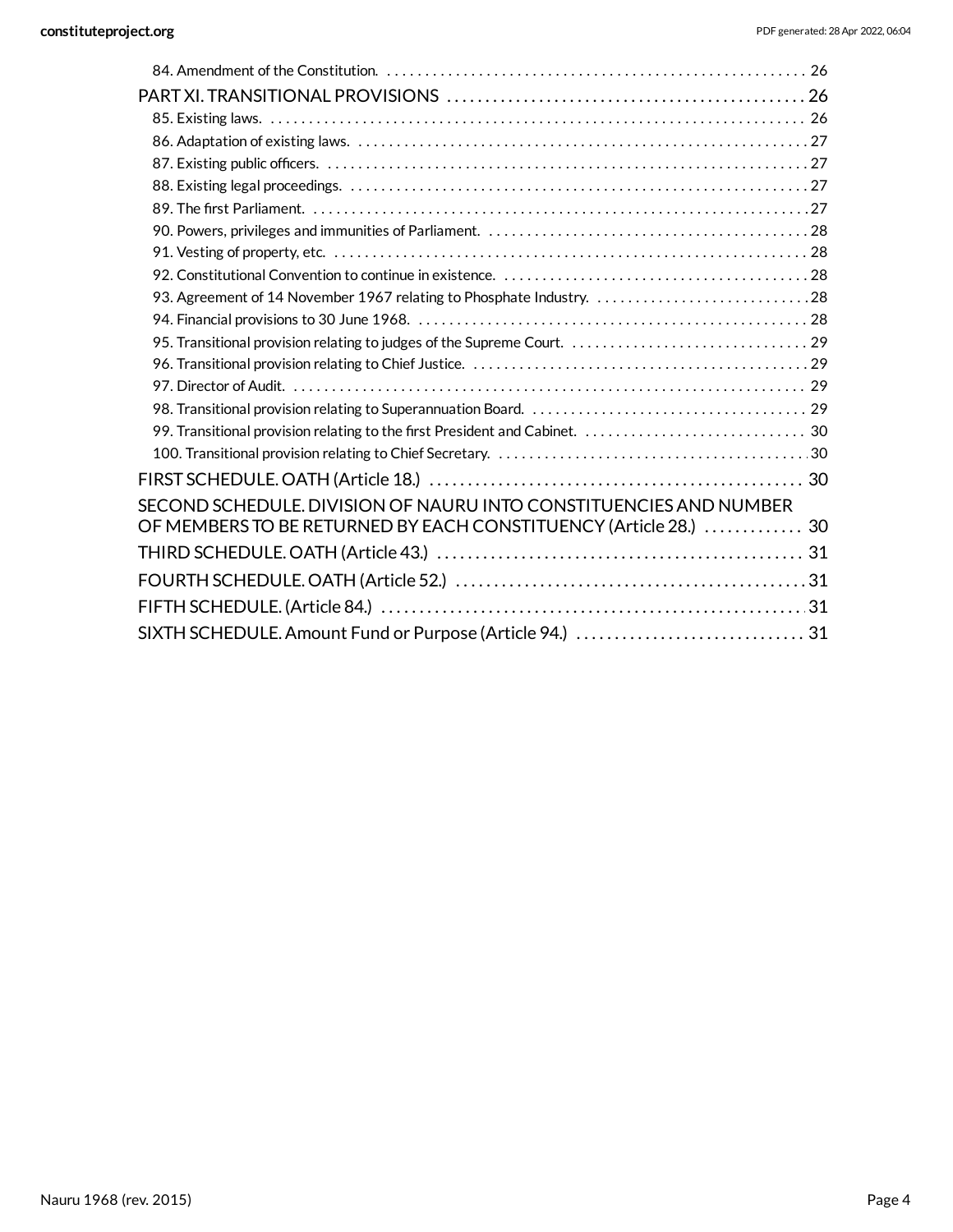84. Amendment of the Constitution. . . . . . . . . . . . . . . . . . . . . . . . . . . . . . . . . . . . . . . . . . . . . . . . . . . . . . . . . 26

PART XI. TRANSITIONAL PROVISIONS . . . . . . . . . . . . . . . . . . . . . . . . . . . . . . . . . . . . . . . . . . . . . . 26

85. Existing laws. . . . . . . . . . . . . . . . . . . . . . . . . . . . . . . . . . . . . . . . . . . . . . . . . . . . . . . . . . . . . . . . . . . . . . 26

86. Adaptation of existing laws. . . . . . . . . . . . . . . . . . . . . . . . . . . . . . . . . . . . . . . . . . . . . . . . . . . . . . . . . . . . 27

87. Existing public officers. . . . . . . . . . . . . . . . . . . . . . . . . . . . . . . . . . . . . . . . . . . . . . . . . . . . . . . . . . . . . . . 27

88. Existing legal proceedings. . . . . . . . . . . . . . . . . . . . . . . . . . . . . . . . . . . . . . . . . . . . . . . . . . . . . . . . . . . . . 27

89. The first Parliament. . . . . . . . . . . . . . . . . . . . . . . . . . . . . . . . . . . . . . . . . . . . . . . . . . . . . . . . . . . . . . . . . . 27

90. Powers, privileges and immunities of Parliament. . . . . . . . . . . . . . . . . . . . . . . . . . . . . . . . . . . . . . . . . . . 28

91. Vesting of property, etc. . . . . . . . . . . . . . . . . . . . . . . . . . . . . . . . . . . . . . . . . . . . . . . . . . . . . . . . . . . . . . . 28

92. Constitutional Convention to continue in existence. . . . . . . . . . . . . . . . . . . . . . . . . . . . . . . . . . . . . . . . . 28

93. Agreement of 14 November 1967 relating to Phosphate Industry. . . . . . . . . . . . . . . . . . . . . . . . . . . . . 28

94. Financial provisions to 30 June 1968. . . . . . . . . . . . . . . . . . . . . . . . . . . . . . . . . . . . . . . . . . . . . . . . . . . . 28

95. Transitional provision relating to judges of the Supreme Court. . . . . . . . . . . . . . . . . . . . . . . . . . . . . . . 29

96. Transitional provision relating to Chief Justice. . . . . . . . . . . . . . . . . . . . . . . . . . . . . . . . . . . . . . . . . . . . 29

97. Director of Audit. . . . . . . . . . . . . . . . . . . . . . . . . . . . . . . . . . . . . . . . . . . . . . . . . . . . . . . . . . . . . . . . . . . . 29

98. Transitional provision relating to Superannuation Board. . . . . . . . . . . . . . . . . . . . . . . . . . . . . . . . . . . . . 29

99. Transitional provision relating to the first President and Cabinet. . . . . . . . . . . . . . . . . . . . . . . . . . . . . 30

100. Transitional provision relating to Chief Secretary. . . . . . . . . . . . . . . . . . . . . . . . . . . . . . . . . . . . . . . . . . 30

FIRST SCHEDULE. OATH (Article 18.) . . . . . . . . . . . . . . . . . . . . . . . . . . . . . . . . . . . . . . . . . . . . . . . . 30

SECOND SCHEDULE. DIVISION OF NAURU INTO CONSTITUENCIES AND NUMBER OF MEMBERS TO BE RETURNED BY EACH CONSTITUENCY (Article 28.) . . . . . . . . . . . . . 30

THIRD SCHEDULE. OATH (Article 43.) . . . . . . . . . . . . . . . . . . . . . . . . . . . . . . . . . . . . . . . . . . . . . . . 31

FOURTH SCHEDULE. OATH (Article 52.) . . . . . . . . . . . . . . . . . . . . . . . . . . . . . . . . . . . . . . . . . . . . . 31

FIFTH SCHEDULE. (Article 84.) . . . . . . . . . . . . . . . . . . . . . . . . . . . . . . . . . . . . . . . . . . . . . . . . . . . . . 31

SIXTH SCHEDULE. Amount Fund or Purpose (Article 94.) . . . . . . . . . . . . . . . . . . . . . . . . . . . . . . 31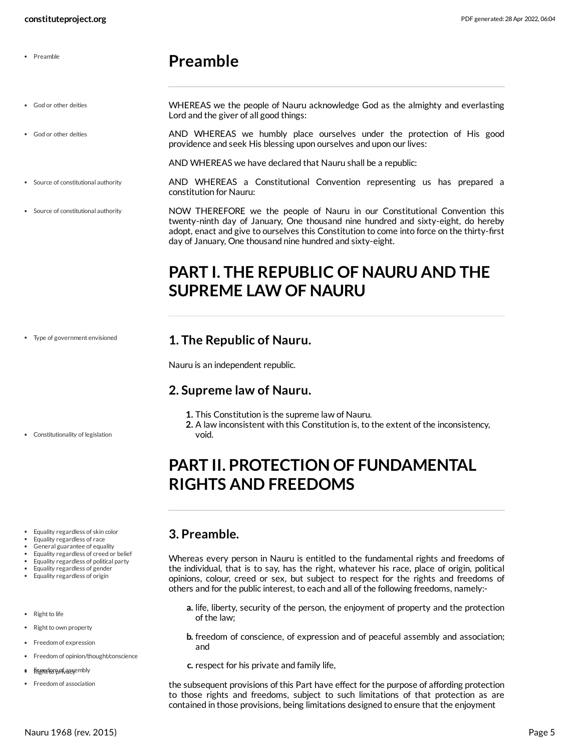# Preamble

WHEREAS we the people of Nauru acknowledge God as the almighty and everlasting Lord and the giver of all good things:

AND WHEREAS we humbly place ourselves under the protection of His good providence and seek His blessing upon ourselves and upon our lives:

AND WHEREAS we have declared that Nauru shall be a republic:

AND WHEREAS a Constitutional Convention representing us has prepared a constitution for Nauru:

NOW THEREFORE we the people of Nauru in our Constitutional Convention this twenty-ninth day of January, One thousand nine hundred and sixty-eight, do hereby adopt, enact and give to ourselves this Constitution to come into force on the thirty-first day of January, One thousand nine hundred and sixty-eight.

# PART I. THE REPUBLIC OF NAURU AND THE SUPREME LAW OF NAURU

## 1. The Republic of Nauru.

Nauru is an independent republic.

## 2. Supreme law of Nauru.

1. This Constitution is the supreme law of Nauru.
2. A law inconsistent with this Constitution is, to the extent of the inconsistency, void.

# PART II. PROTECTION OF FUNDAMENTAL RIGHTS AND FREEDOMS

## 3. Preamble.

Whereas every person in Nauru is entitled to the fundamental rights and freedoms of the individual, that is to say, has the right, whatever his race, place of origin, political opinions, colour, creed or sex, but subject to respect for the rights and freedoms of others and for the public interest, to each and all of the following freedoms, namely:-

a. life, liberty, security of the person, the enjoyment of property and the protection of the law;

b. freedom of conscience, of expression and of peaceful assembly and association; and

c. respect for his private and family life,

the subsequent provisions of this Part have effect for the purpose of affording protection to those rights and freedoms, subject to such limitations of that protection as are contained in those provisions, being limitations designed to ensure that the enjoyment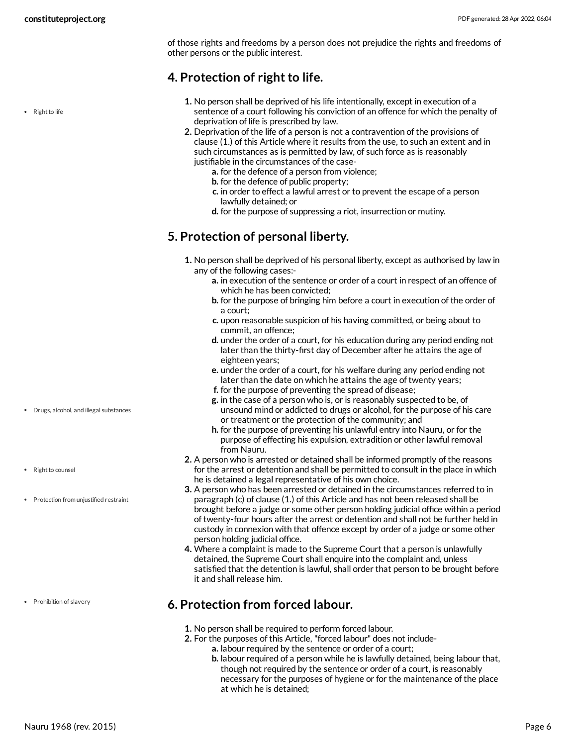of those rights and freedoms by a person does not prejudice the rights and freedoms of other persons or the public interest.

## 4. Protection of right to life.

1. No person shall be deprived of his life intentionally, except in execution of a sentence of a court following his conviction of an offence for which the penalty of deprivation of life is prescribed by law.
2. Deprivation of the life of a person is not a contravention of the provisions of clause (1.) of this Article where it results from the use, to such an extent and in such circumstances as is permitted by law, of such force as is reasonably justifiable in the circumstances of the case-
   a. for the defence of a person from violence;
   b. for the defence of public property;
   c. in order to effect a lawful arrest or to prevent the escape of a person lawfully detained; or
   d. for the purpose of suppressing a riot, insurrection or mutiny.

## 5. Protection of personal liberty.

1. No person shall be deprived of his personal liberty, except as authorised by law in any of the following cases:-
   a. in execution of the sentence or order of a court in respect of an offence of which he has been convicted;
   b. for the purpose of bringing him before a court in execution of the order of a court;
   c. upon reasonable suspicion of his having committed, or being about to commit, an offence;
   d. under the order of a court, for his education during any period ending not later than the thirty-first day of December after he attains the age of eighteen years;
   e. under the order of a court, for his welfare during any period ending not later than the date on which he attains the age of twenty years;
   f. for the purpose of preventing the spread of disease;
   g. in the case of a person who is, or is reasonably suspected to be, of unsound mind or addicted to drugs or alcohol, for the purpose of his care or treatment or the protection of the community; and
   h. for the purpose of preventing his unlawful entry into Nauru, or for the purpose of effecting his expulsion, extradition or other lawful removal from Nauru.
2. A person who is arrested or detained shall be informed promptly of the reasons for the arrest or detention and shall be permitted to consult in the place in which he is detained a legal representative of his own choice.
3. A person who has been arrested or detained in the circumstances referred to in paragraph (c) of clause (1.) of this Article and has not been released shall be brought before a judge or some other person holding judicial office within a period of twenty-four hours after the arrest or detention and shall not be further held in custody in connexion with that offence except by order of a judge or some other person holding judicial office.
4. Where a complaint is made to the Supreme Court that a person is unlawfully detained, the Supreme Court shall enquire into the complaint and, unless satisfied that the detention is lawful, shall order that person to be brought before it and shall release him.

## 6. Protection from forced labour.

1. No person shall be required to perform forced labour.
2. For the purposes of this Article, "forced labour" does not include-
   a. labour required by the sentence or order of a court;
   b. labour required of a person while he is lawfully detained, being labour that, though not required by the sentence or order of a court, is reasonably necessary for the purposes of hygiene or for the maintenance of the place at which he is detained;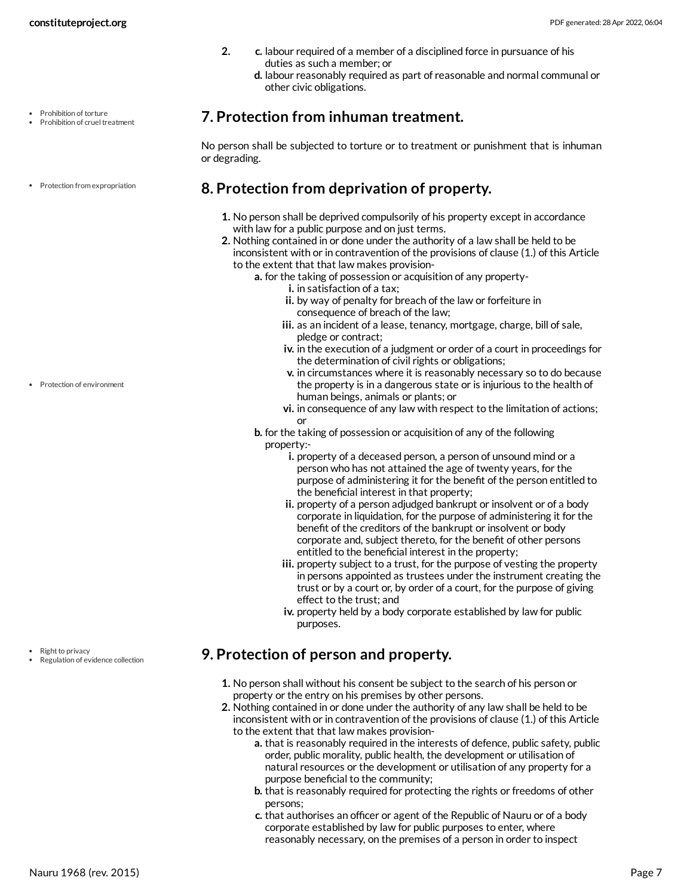2.
   c. labour required of a member of a disciplined force in pursuance of his duties as such a member; or
   d. labour reasonably required as part of reasonable and normal communal or other civic obligations.

- Prohibition of torture
- Prohibition of cruel treatment

## 7. Protection from inhuman treatment.

No person shall be subjected to torture or to treatment or punishment that is inhuman or degrading.

- Protection from expropriation

## 8. Protection from deprivation of property.

1. No person shall be deprived compulsorily of his property except in accordance with law for a public purpose and on just terms.
2. Nothing contained in or done under the authority of a law shall be held to be inconsistent with or in contravention of the provisions of clause (1.) of this Article to the extent that that law makes provision-
   a. for the taking of possession or acquisition of any property-
      i. in satisfaction of a tax;
      ii. by way of penalty for breach of the law or forfeiture in consequence of breach of the law;
      iii. as an incident of a lease, tenancy, mortgage, charge, bill of sale, pledge or contract;
      iv. in the execution of a judgment or order of a court in proceedings for the determination of civil rights or obligations;
      v. in circumstances where it is reasonably necessary so to do because the property is in a dangerous state or is injurious to the health of human beings, animals or plants; or
      vi. in consequence of any law with respect to the limitation of actions; or
   b. for the taking of possession or acquisition of any of the following property:-
      i. property of a deceased person, a person of unsound mind or a person who has not attained the age of twenty years, for the purpose of administering it for the benefit of the person entitled to the beneficial interest in that property;
      ii. property of a person adjudged bankrupt or insolvent or of a body corporate in liquidation, for the purpose of administering it for the benefit of the creditors of the bankrupt or insolvent or body corporate and, subject thereto, for the benefit of other persons entitled to the beneficial interest in the property;
      iii. property subject to a trust, for the purpose of vesting the property in persons appointed as trustees under the instrument creating the trust or by a court or, by order of a court, for the purpose of giving effect to the trust; and
      iv. property held by a body corporate established by law for public purposes.

- Protection of environment

- Right to privacy
- Regulation of evidence collection

## 9. Protection of person and property.

1. No person shall without his consent be subject to the search of his person or property or the entry on his premises by other persons.
2. Nothing contained in or done under the authority of any law shall be held to be inconsistent with or in contravention of the provisions of clause (1.) of this Article to the extent that that law makes provision-
   a. that is reasonably required in the interests of defence, public safety, public order, public morality, public health, the development or utilisation of natural resources or the development or utilisation of any property for a purpose beneficial to the community;
   b. that is reasonably required for protecting the rights or freedoms of other persons;
   c. that authorises an officer or agent of the Republic of Nauru or of a body corporate established by law for public purposes to enter, where reasonably necessary, on the premises of a person in order to inspect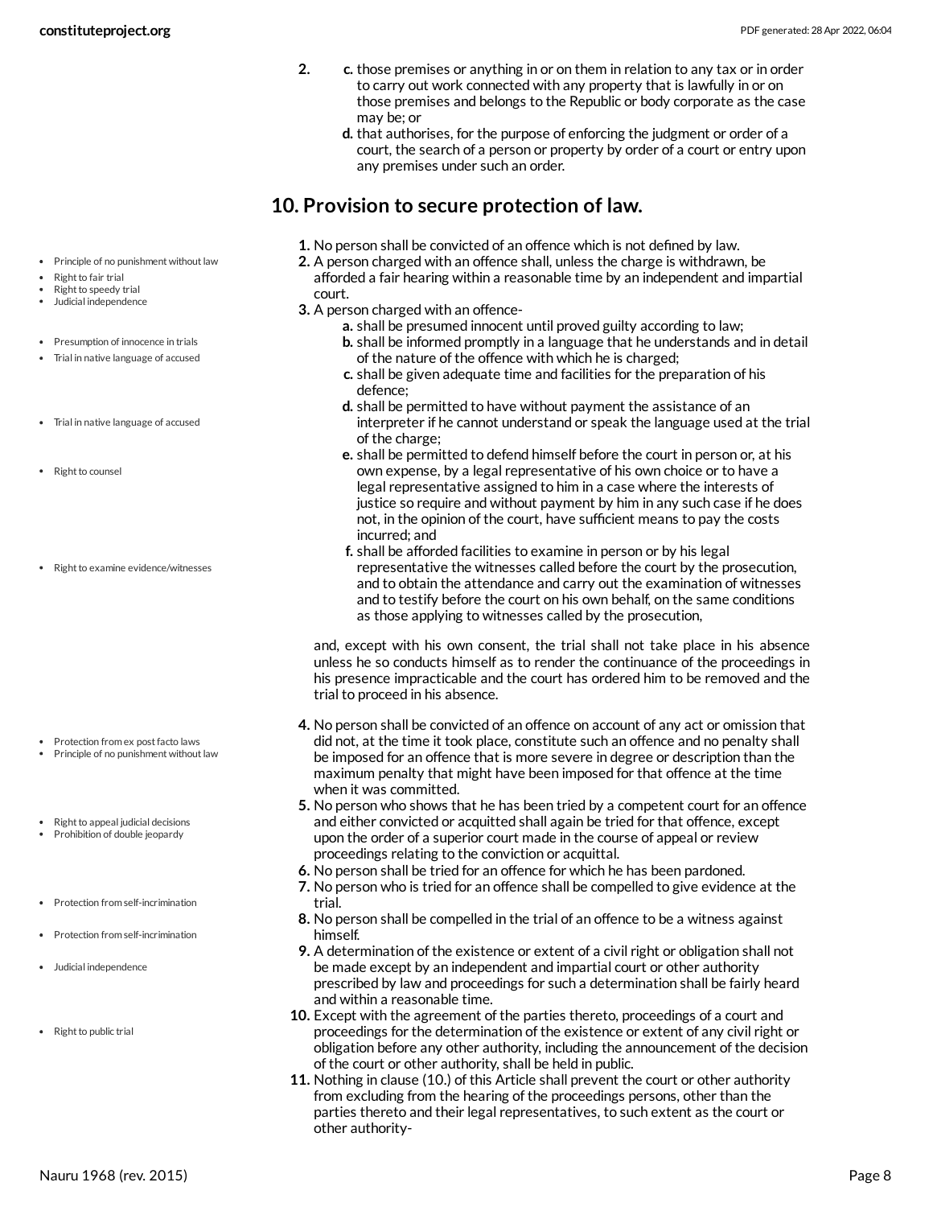2.
   c. those premises or anything in or on them in relation to any tax or in order to carry out work connected with any property that is lawfully in or on those premises and belongs to the Republic or body corporate as the case may be; or
   d. that authorises, for the purpose of enforcing the judgment or order of a court, the search of a person or property by order of a court or entry upon any premises under such an order.

## 10. Provision to secure protection of law.

1. No person shall be convicted of an offence which is not defined by law.
2. A person charged with an offence shall, unless the charge is withdrawn, be afforded a fair hearing within a reasonable time by an independent and impartial court.
3. A person charged with an offence-
   a. shall be presumed innocent until proved guilty according to law;
   b. shall be informed promptly in a language that he understands and in detail of the nature of the offence with which he is charged;
   c. shall be given adequate time and facilities for the preparation of his defence;
   d. shall be permitted to have without payment the assistance of an interpreter if he cannot understand or speak the language used at the trial of the charge;
   e. shall be permitted to defend himself before the court in person or, at his own expense, by a legal representative of his own choice or to have a legal representative assigned to him in a case where the interests of justice so require and without payment by him in any such case if he does not, in the opinion of the court, have sufficient means to pay the costs incurred; and
   f. shall be afforded facilities to examine in person or by his legal representative the witnesses called before the court by the prosecution, and to obtain the attendance and carry out the examination of witnesses and to testify before the court on his own behalf, on the same conditions as those applying to witnesses called by the prosecution,

   and, except with his own consent, the trial shall not take place in his absence unless he so conducts himself as to render the continuance of the proceedings in his presence impracticable and the court has ordered him to be removed and the trial to proceed in his absence.
4. No person shall be convicted of an offence on account of any act or omission that did not, at the time it took place, constitute such an offence and no penalty shall be imposed for an offence that is more severe in degree or description than the maximum penalty that might have been imposed for that offence at the time when it was committed.
5. No person who shows that he has been tried by a competent court for an offence and either convicted or acquitted shall again be tried for that offence, except upon the order of a superior court made in the course of appeal or review proceedings relating to the conviction or acquittal.
6. No person shall be tried for an offence for which he has been pardoned.
7. No person who is tried for an offence shall be compelled to give evidence at the trial.
8. No person shall be compelled in the trial of an offence to be a witness against himself.
9. A determination of the existence or extent of a civil right or obligation shall not be made except by an independent and impartial court or other authority prescribed by law and proceedings for such a determination shall be fairly heard and within a reasonable time.
10. Except with the agreement of the parties thereto, proceedings of a court and proceedings for the determination of the existence or extent of any civil right or obligation before any other authority, including the announcement of the decision of the court or other authority, shall be held in public.
11. Nothing in clause (10.) of this Article shall prevent the court or other authority from excluding from the hearing of the proceedings persons, other than the parties thereto and their legal representatives, to such extent as the court or other authority-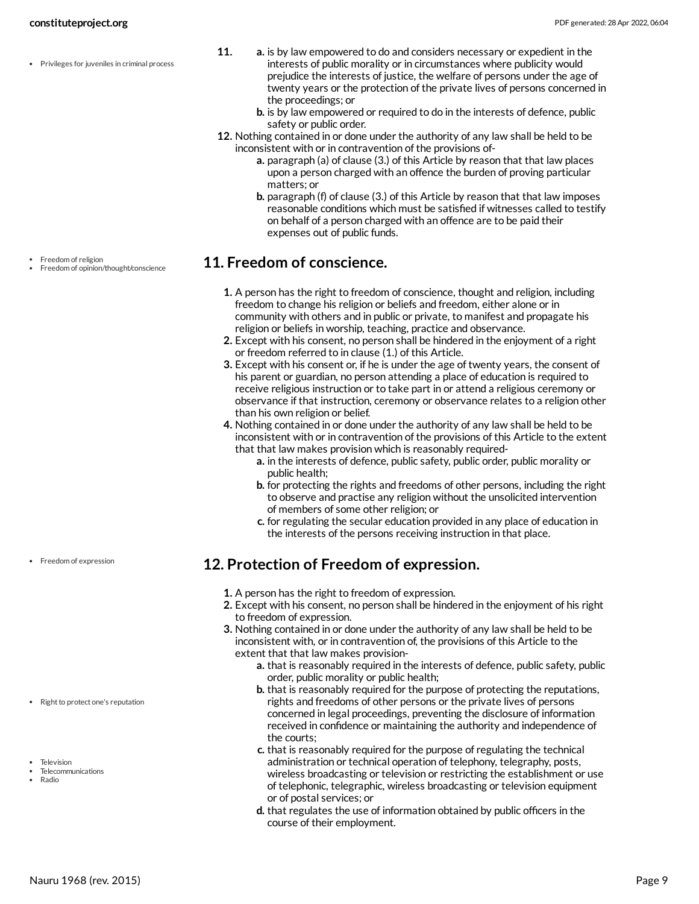11.
   a. is by law empowered to do and considers necessary or expedient in the interests of public morality or in circumstances where publicity would prejudice the interests of justice, the welfare of persons under the age of twenty years or the protection of the private lives of persons concerned in the proceedings; or
   b. is by law empowered or required to do in the interests of defence, public safety or public order.

12. Nothing contained in or done under the authority of any law shall be held to be inconsistent with or in contravention of the provisions of-
   a. paragraph (a) of clause (3.) of this Article by reason that that law places upon a person charged with an offence the burden of proving particular matters; or
   b. paragraph (f) of clause (3.) of this Article by reason that that law imposes reasonable conditions which must be satisfied if witnesses called to testify on behalf of a person charged with an offence are to be paid their expenses out of public funds.

## 11. Freedom of conscience.

1. A person has the right to freedom of conscience, thought and religion, including freedom to change his religion or beliefs and freedom, either alone or in community with others and in public or private, to manifest and propagate his religion or beliefs in worship, teaching, practice and observance.
2. Except with his consent, no person shall be hindered in the enjoyment of a right or freedom referred to in clause (1.) of this Article.
3. Except with his consent or, if he is under the age of twenty years, the consent of his parent or guardian, no person attending a place of education is required to receive religious instruction or to take part in or attend a religious ceremony or observance if that instruction, ceremony or observance relates to a religion other than his own religion or belief.
4. Nothing contained in or done under the authority of any law shall be held to be inconsistent with or in contravention of the provisions of this Article to the extent that that law makes provision which is reasonably required-
   a. in the interests of defence, public safety, public order, public morality or public health;
   b. for protecting the rights and freedoms of other persons, including the right to observe and practise any religion without the unsolicited intervention of members of some other religion; or
   c. for regulating the secular education provided in any place of education in the interests of the persons receiving instruction in that place.

## 12. Protection of Freedom of expression.

1. A person has the right to freedom of expression.
2. Except with his consent, no person shall be hindered in the enjoyment of his right to freedom of expression.
3. Nothing contained in or done under the authority of any law shall be held to be inconsistent with, or in contravention of, the provisions of this Article to the extent that that law makes provision-
   a. that is reasonably required in the interests of defence, public safety, public order, public morality or public health;
   b. that is reasonably required for the purpose of protecting the reputations, rights and freedoms of other persons or the private lives of persons concerned in legal proceedings, preventing the disclosure of information received in confidence or maintaining the authority and independence of the courts;
   c. that is reasonably required for the purpose of regulating the technical administration or technical operation of telephony, telegraphy, posts, wireless broadcasting or television or restricting the establishment or use of telephonic, telegraphic, wireless broadcasting or television equipment or of postal services; or
   d. that regulates the use of information obtained by public officers in the course of their employment.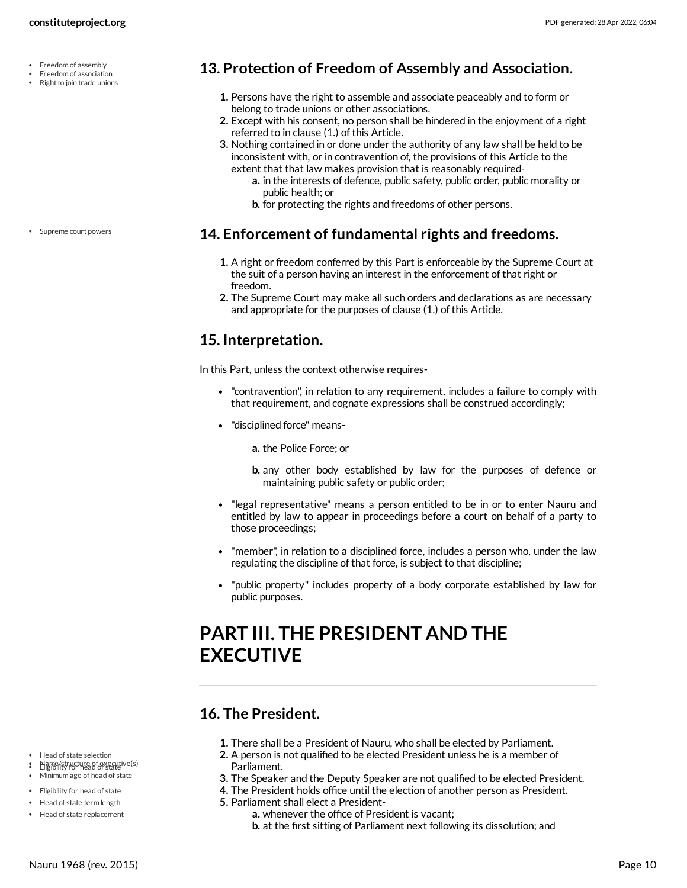## 13. Protection of Freedom of Assembly and Association.

1. Persons have the right to assemble and associate peaceably and to form or belong to trade unions or other associations.
2. Except with his consent, no person shall be hindered in the enjoyment of a right referred to in clause (1.) of this Article.
3. Nothing contained in or done under the authority of any law shall be held to be inconsistent with, or in contravention of, the provisions of this Article to the extent that that law makes provision that is reasonably required-
    a. in the interests of defence, public safety, public order, public morality or public health; or
    b. for protecting the rights and freedoms of other persons.

## 14. Enforcement of fundamental rights and freedoms.

1. A right or freedom conferred by this Part is enforceable by the Supreme Court at the suit of a person having an interest in the enforcement of that right or freedom.
2. The Supreme Court may make all such orders and declarations as are necessary and appropriate for the purposes of clause (1.) of this Article.

## 15. Interpretation.

In this Part, unless the context otherwise requires-

- "contravention", in relation to any requirement, includes a failure to comply with that requirement, and cognate expressions shall be construed accordingly;
- "disciplined force" means-
    a. the Police Force; or
    b. any other body established by law for the purposes of defence or maintaining public safety or public order;
- "legal representative" means a person entitled to be in or to enter Nauru and entitled by law to appear in proceedings before a court on behalf of a party to those proceedings;
- "member", in relation to a disciplined force, includes a person who, under the law regulating the discipline of that force, is subject to that discipline;
- "public property" includes property of a body corporate established by law for public purposes.

# PART III. THE PRESIDENT AND THE EXECUTIVE

## 16. The President.

1. There shall be a President of Nauru, who shall be elected by Parliament.
2. A person is not qualified to be elected President unless he is a member of Parliament.
3. The Speaker and the Deputy Speaker are not qualified to be elected President.
4. The President holds office until the election of another person as President.
5. Parliament shall elect a President-
    a. whenever the office of President is vacant;
    b. at the first sitting of Parliament next following its dissolution; and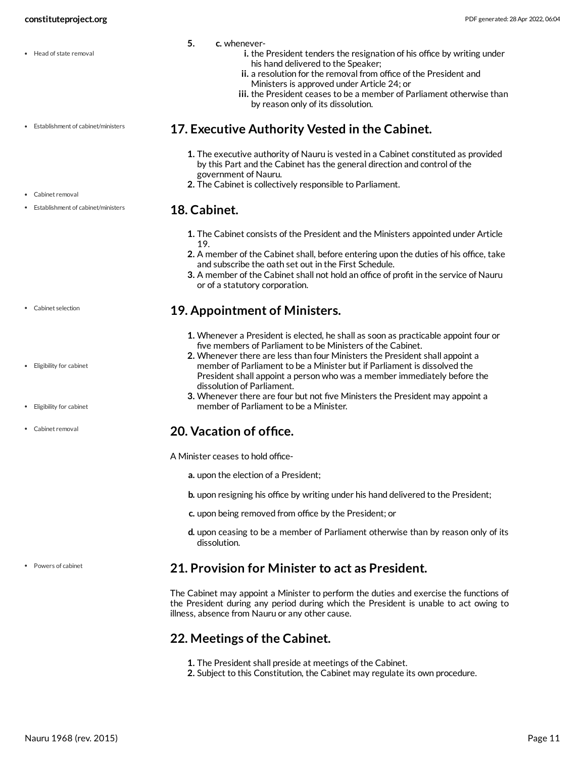5. c. whenever-
   i. the President tenders the resignation of his office by writing under his hand delivered to the Speaker;
   ii. a resolution for the removal from office of the President and Ministers is approved under Article 24; or
   iii. the President ceases to be a member of Parliament otherwise than by reason only of its dissolution.

## 17. Executive Authority Vested in the Cabinet.

1. The executive authority of Nauru is vested in a Cabinet constituted as provided by this Part and the Cabinet has the general direction and control of the government of Nauru.
2. The Cabinet is collectively responsible to Parliament.

## 18. Cabinet.

1. The Cabinet consists of the President and the Ministers appointed under Article 19.
2. A member of the Cabinet shall, before entering upon the duties of his office, take and subscribe the oath set out in the First Schedule.
3. A member of the Cabinet shall not hold an office of profit in the service of Nauru or of a statutory corporation.

## 19. Appointment of Ministers.

1. Whenever a President is elected, he shall as soon as practicable appoint four or five members of Parliament to be Ministers of the Cabinet.
2. Whenever there are less than four Ministers the President shall appoint a member of Parliament to be a Minister but if Parliament is dissolved the President shall appoint a person who was a member immediately before the dissolution of Parliament.
3. Whenever there are four but not five Ministers the President may appoint a member of Parliament to be a Minister.

## 20. Vacation of office.

A Minister ceases to hold office-

a. upon the election of a President;
b. upon resigning his office by writing under his hand delivered to the President;
c. upon being removed from office by the President; or
d. upon ceasing to be a member of Parliament otherwise than by reason only of its dissolution.

## 21. Provision for Minister to act as President.

The Cabinet may appoint a Minister to perform the duties and exercise the functions of the President during any period during which the President is unable to act owing to illness, absence from Nauru or any other cause.

## 22. Meetings of the Cabinet.

1. The President shall preside at meetings of the Cabinet.
2. Subject to this Constitution, the Cabinet may regulate its own procedure.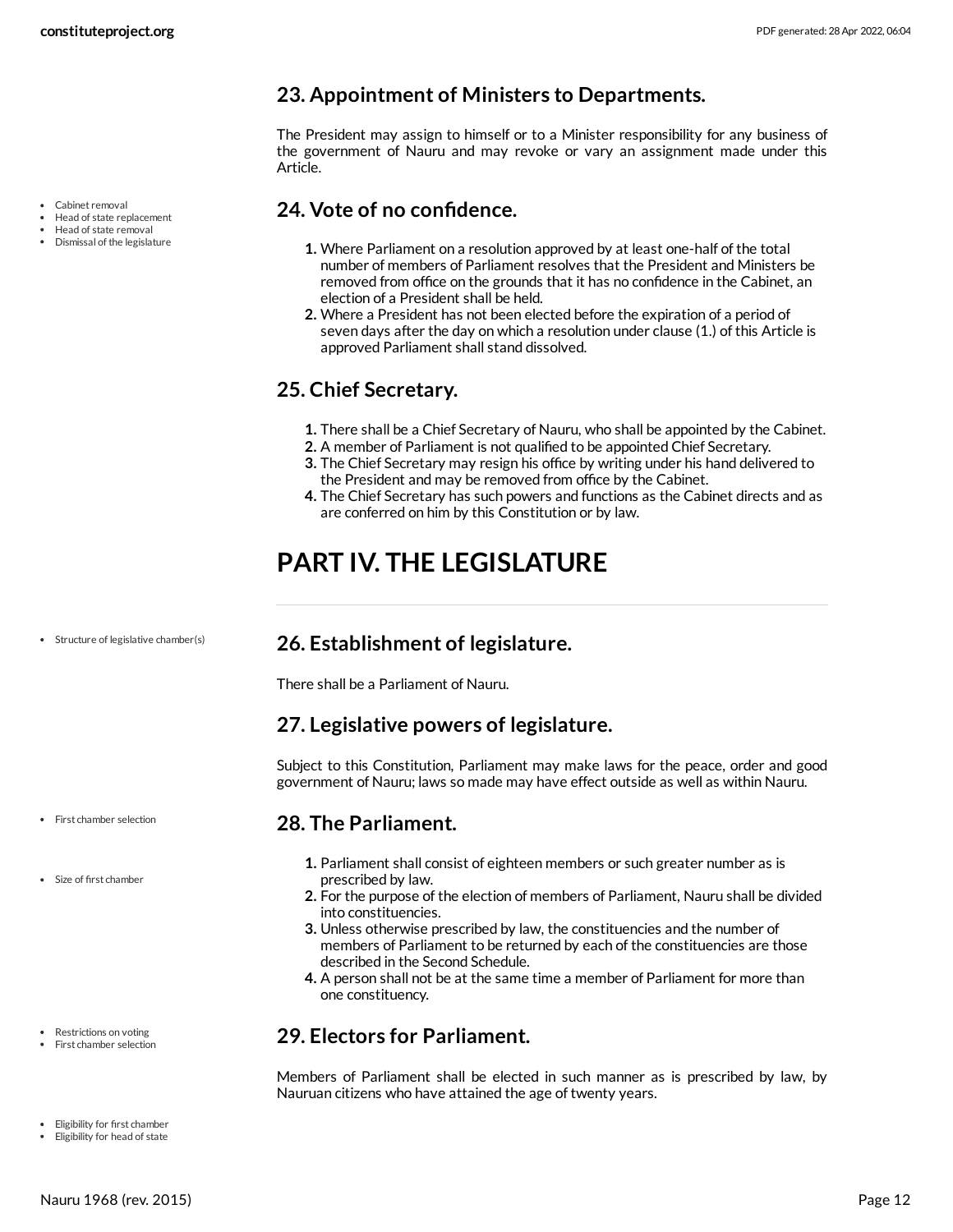## 23. Appointment of Ministers to Departments.

The President may assign to himself or to a Minister responsibility for any business of the government of Nauru and may revoke or vary an assignment made under this Article.

- Cabinet removal
- Head of state replacement
- Head of state removal
- Dismissal of the legislature

## 24. Vote of no confidence.

1. Where Parliament on a resolution approved by at least one-half of the total number of members of Parliament resolves that the President and Ministers be removed from office on the grounds that it has no confidence in the Cabinet, an election of a President shall be held.
2. Where a President has not been elected before the expiration of a period of seven days after the day on which a resolution under clause (1.) of this Article is approved Parliament shall stand dissolved.

## 25. Chief Secretary.

1. There shall be a Chief Secretary of Nauru, who shall be appointed by the Cabinet.
2. A member of Parliament is not qualified to be appointed Chief Secretary.
3. The Chief Secretary may resign his office by writing under his hand delivered to the President and may be removed from office by the Cabinet.
4. The Chief Secretary has such powers and functions as the Cabinet directs and as are conferred on him by this Constitution or by law.

# PART IV. THE LEGISLATURE

- Structure of legislative chamber(s)

## 26. Establishment of legislature.

There shall be a Parliament of Nauru.

## 27. Legislative powers of legislature.

Subject to this Constitution, Parliament may make laws for the peace, order and good government of Nauru; laws so made may have effect outside as well as within Nauru.

- First chamber selection
- Size of first chamber

## 28. The Parliament.

1. Parliament shall consist of eighteen members or such greater number as is prescribed by law.
2. For the purpose of the election of members of Parliament, Nauru shall be divided into constituencies.
3. Unless otherwise prescribed by law, the constituencies and the number of members of Parliament to be returned by each of the constituencies are those described in the Second Schedule.
4. A person shall not be at the same time a member of Parliament for more than one constituency.

- Restrictions on voting
- First chamber selection

## 29. Electors for Parliament.

Members of Parliament shall be elected in such manner as is prescribed by law, by Nauruan citizens who have attained the age of twenty years.

- Eligibility for first chamber
- Eligibility for head of state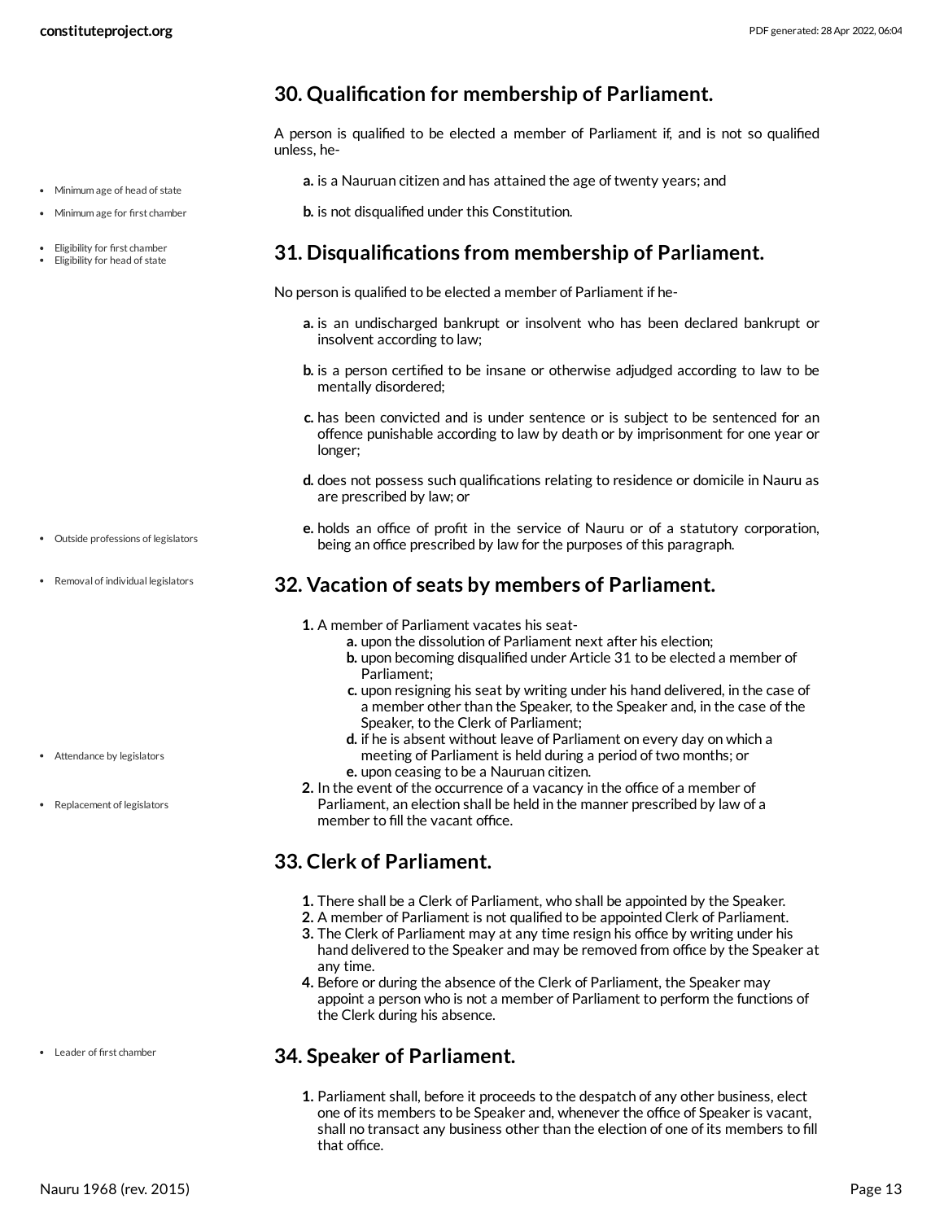## 30. Qualification for membership of Parliament.

A person is qualified to be elected a member of Parliament if, and is not so qualified unless, he-

- **a.** is a Nauruan citizen and has attained the age of twenty years; and
- **b.** is not disqualified under this Constitution.

## 31. Disqualifications from membership of Parliament.

No person is qualified to be elected a member of Parliament if he-

- **a.** is an undischarged bankrupt or insolvent who has been declared bankrupt or insolvent according to law;
- **b.** is a person certified to be insane or otherwise adjudged according to law to be mentally disordered;
- **c.** has been convicted and is under sentence or is subject to be sentenced for an offence punishable according to law by death or by imprisonment for one year or longer;
- **d.** does not possess such qualifications relating to residence or domicile in Nauru as are prescribed by law; or
- **e.** holds an office of profit in the service of Nauru or of a statutory corporation, being an office prescribed by law for the purposes of this paragraph.

## 32. Vacation of seats by members of Parliament.

1. A member of Parliament vacates his seat-
   - **a.** upon the dissolution of Parliament next after his election;
   - **b.** upon becoming disqualified under Article 31 to be elected a member of Parliament;
   - **c.** upon resigning his seat by writing under his hand delivered, in the case of a member other than the Speaker, to the Speaker and, in the case of the Speaker, to the Clerk of Parliament;
   - **d.** if he is absent without leave of Parliament on every day on which a meeting of Parliament is held during a period of two months; or
   - **e.** upon ceasing to be a Nauruan citizen.
2. In the event of the occurrence of a vacancy in the office of a member of Parliament, an election shall be held in the manner prescribed by law of a member to fill the vacant office.

## 33. Clerk of Parliament.

1. There shall be a Clerk of Parliament, who shall be appointed by the Speaker.
2. A member of Parliament is not qualified to be appointed Clerk of Parliament.
3. The Clerk of Parliament may at any time resign his office by writing under his hand delivered to the Speaker and may be removed from office by the Speaker at any time.
4. Before or during the absence of the Clerk of Parliament, the Speaker may appoint a person who is not a member of Parliament to perform the functions of the Clerk during his absence.

## 34. Speaker of Parliament.

1. Parliament shall, before it proceeds to the despatch of any other business, elect one of its members to be Speaker and, whenever the office of Speaker is vacant, shall no transact any business other than the election of one of its members to fill that office.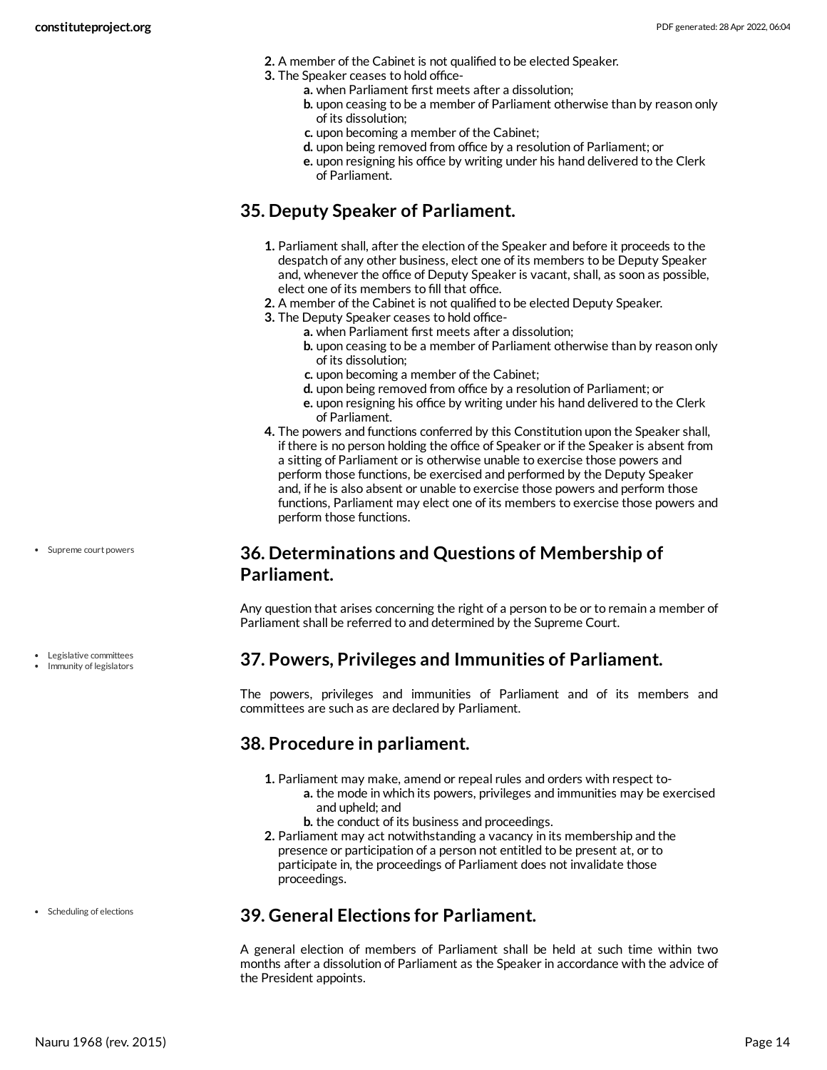2. A member of the Cabinet is not qualified to be elected Speaker.
3. The Speaker ceases to hold office-
    a. when Parliament first meets after a dissolution;
    b. upon ceasing to be a member of Parliament otherwise than by reason only of its dissolution;
    c. upon becoming a member of the Cabinet;
    d. upon being removed from office by a resolution of Parliament; or
    e. upon resigning his office by writing under his hand delivered to the Clerk of Parliament.

## 35. Deputy Speaker of Parliament.

1. Parliament shall, after the election of the Speaker and before it proceeds to the despatch of any other business, elect one of its members to be Deputy Speaker and, whenever the office of Deputy Speaker is vacant, shall, as soon as possible, elect one of its members to fill that office.
2. A member of the Cabinet is not qualified to be elected Deputy Speaker.
3. The Deputy Speaker ceases to hold office-
    a. when Parliament first meets after a dissolution;
    b. upon ceasing to be a member of Parliament otherwise than by reason only of its dissolution;
    c. upon becoming a member of the Cabinet;
    d. upon being removed from office by a resolution of Parliament; or
    e. upon resigning his office by writing under his hand delivered to the Clerk of Parliament.
4. The powers and functions conferred by this Constitution upon the Speaker shall, if there is no person holding the office of Speaker or if the Speaker is absent from a sitting of Parliament or is otherwise unable to exercise those powers and perform those functions, be exercised and performed by the Deputy Speaker and, if he is also absent or unable to exercise those powers and perform those functions, Parliament may elect one of its members to exercise those powers and perform those functions.

- Supreme court powers

## 36. Determinations and Questions of Membership of Parliament.

Any question that arises concerning the right of a person to be or to remain a member of Parliament shall be referred to and determined by the Supreme Court.

- Legislative committees
- Immunity of legislators

## 37. Powers, Privileges and Immunities of Parliament.

The powers, privileges and immunities of Parliament and of its members and committees are such as are declared by Parliament.

## 38. Procedure in parliament.

1. Parliament may make, amend or repeal rules and orders with respect to-
    a. the mode in which its powers, privileges and immunities may be exercised and upheld; and
    b. the conduct of its business and proceedings.
2. Parliament may act notwithstanding a vacancy in its membership and the presence or participation of a person not entitled to be present at, or to participate in, the proceedings of Parliament does not invalidate those proceedings.

- Scheduling of elections

## 39. General Elections for Parliament.

A general election of members of Parliament shall be held at such time within two months after a dissolution of Parliament as the Speaker in accordance with the advice of the President appoints.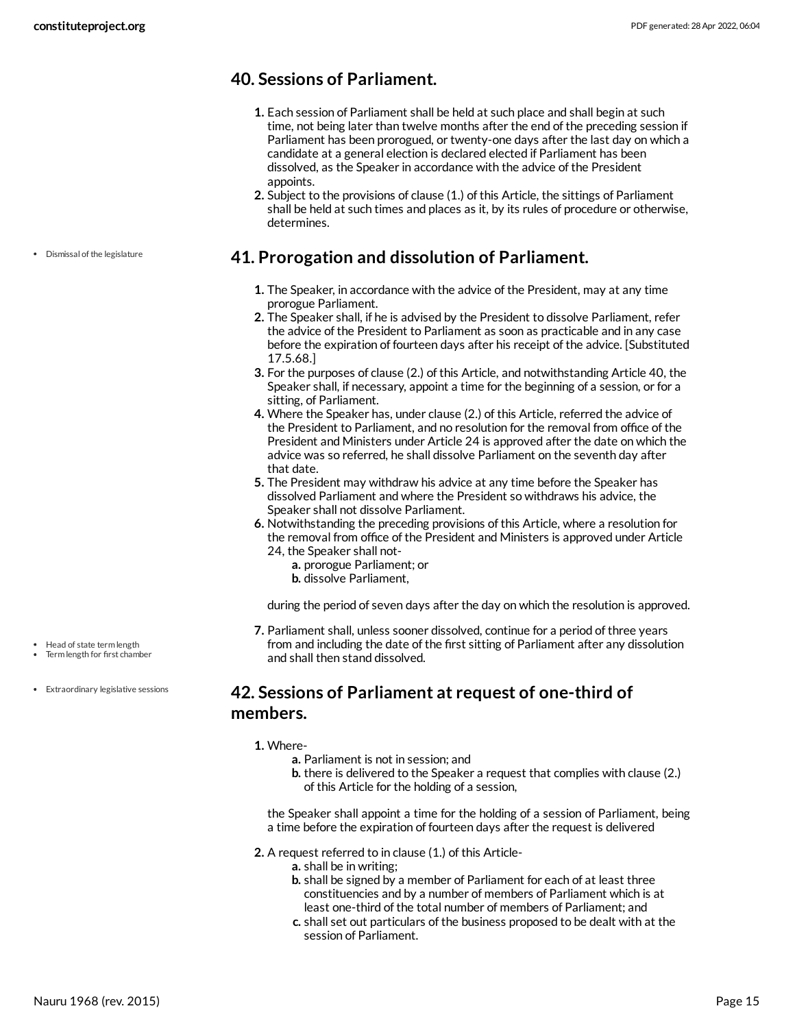## 40. Sessions of Parliament.

1. Each session of Parliament shall be held at such place and shall begin at such time, not being later than twelve months after the end of the preceding session if Parliament has been prorogued, or twenty-one days after the last day on which a candidate at a general election is declared elected if Parliament has been dissolved, as the Speaker in accordance with the advice of the President appoints.
2. Subject to the provisions of clause (1.) of this Article, the sittings of Parliament shall be held at such times and places as it, by its rules of procedure or otherwise, determines.

- Dismissal of the legislature

## 41. Prorogation and dissolution of Parliament.

1. The Speaker, in accordance with the advice of the President, may at any time prorogue Parliament.
2. The Speaker shall, if he is advised by the President to dissolve Parliament, refer the advice of the President to Parliament as soon as practicable and in any case before the expiration of fourteen days after his receipt of the advice. [Substituted 17.5.68.]
3. For the purposes of clause (2.) of this Article, and notwithstanding Article 40, the Speaker shall, if necessary, appoint a time for the beginning of a session, or for a sitting, of Parliament.
4. Where the Speaker has, under clause (2.) of this Article, referred the advice of the President to Parliament, and no resolution for the removal from office of the President and Ministers under Article 24 is approved after the date on which the advice was so referred, he shall dissolve Parliament on the seventh day after that date.
5. The President may withdraw his advice at any time before the Speaker has dissolved Parliament and where the President so withdraws his advice, the Speaker shall not dissolve Parliament.
6. Notwithstanding the preceding provisions of this Article, where a resolution for the removal from office of the President and Ministers is approved under Article 24, the Speaker shall not-
   a. prorogue Parliament; or
   b. dissolve Parliament,

   during the period of seven days after the day on which the resolution is approved.

- Head of state term length
- Term length for first chamber

7. Parliament shall, unless sooner dissolved, continue for a period of three years from and including the date of the first sitting of Parliament after any dissolution and shall then stand dissolved.

- Extraordinary legislative sessions

## 42. Sessions of Parliament at request of one-third of members.

1. Where-
   a. Parliament is not in session; and
   b. there is delivered to the Speaker a request that complies with clause (2.) of this Article for the holding of a session,

   the Speaker shall appoint a time for the holding of a session of Parliament, being a time before the expiration of fourteen days after the request is delivered

2. A request referred to in clause (1.) of this Article-
   a. shall be in writing;
   b. shall be signed by a member of Parliament for each of at least three constituencies and by a number of members of Parliament which is at least one-third of the total number of members of Parliament; and
   c. shall set out particulars of the business proposed to be dealt with at the session of Parliament.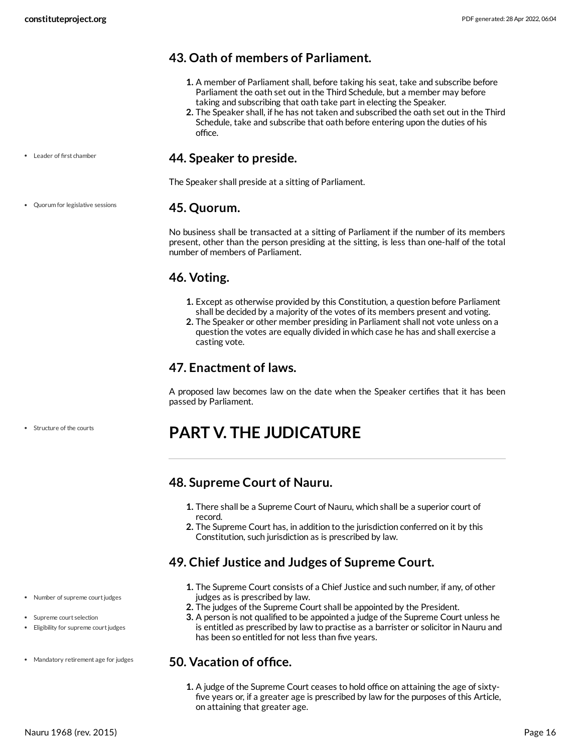## 43. Oath of members of Parliament.

1. A member of Parliament shall, before taking his seat, take and subscribe before Parliament the oath set out in the Third Schedule, but a member may before taking and subscribing that oath take part in electing the Speaker.
2. The Speaker shall, if he has not taken and subscribed the oath set out in the Third Schedule, take and subscribe that oath before entering upon the duties of his office.

- Leader of first chamber

## 44. Speaker to preside.

The Speaker shall preside at a sitting of Parliament.

- Quorum for legislative sessions

## 45. Quorum.

No business shall be transacted at a sitting of Parliament if the number of its members present, other than the person presiding at the sitting, is less than one-half of the total number of members of Parliament.

## 46. Voting.

1. Except as otherwise provided by this Constitution, a question before Parliament shall be decided by a majority of the votes of its members present and voting.
2. The Speaker or other member presiding in Parliament shall not vote unless on a question the votes are equally divided in which case he has and shall exercise a casting vote.

## 47. Enactment of laws.

A proposed law becomes law on the date when the Speaker certifies that it has been passed by Parliament.

- Structure of the courts

# PART V. THE JUDICATURE

## 48. Supreme Court of Nauru.

1. There shall be a Supreme Court of Nauru, which shall be a superior court of record.
2. The Supreme Court has, in addition to the jurisdiction conferred on it by this Constitution, such jurisdiction as is prescribed by law.

## 49. Chief Justice and Judges of Supreme Court.

- Number of supreme court judges
- Supreme court selection
- Eligibility for supreme court judges

1. The Supreme Court consists of a Chief Justice and such number, if any, of other judges as is prescribed by law.
2. The judges of the Supreme Court shall be appointed by the President.
3. A person is not qualified to be appointed a judge of the Supreme Court unless he is entitled as prescribed by law to practise as a barrister or solicitor in Nauru and has been so entitled for not less than five years.

- Mandatory retirement age for judges

## 50. Vacation of office.

1. A judge of the Supreme Court ceases to hold office on attaining the age of sixty-five years or, if a greater age is prescribed by law for the purposes of this Article, on attaining that greater age.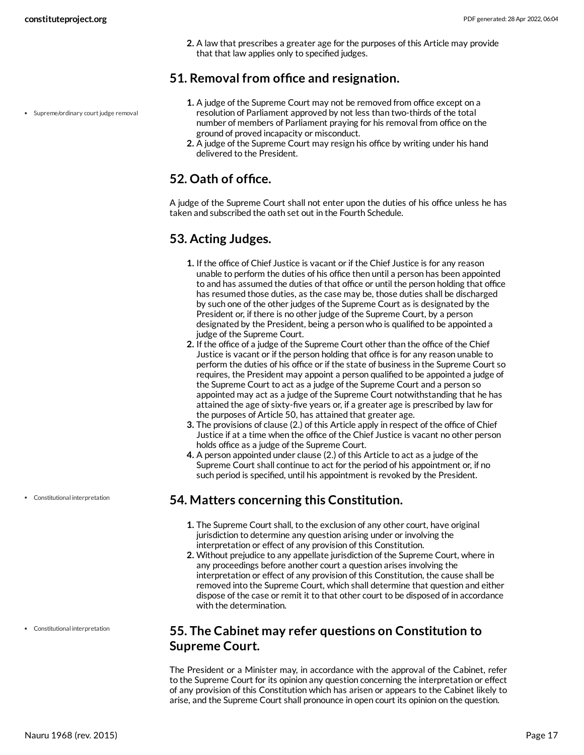2. A law that prescribes a greater age for the purposes of this Article may provide that that law applies only to specified judges.

## 51. Removal from office and resignation.

- Supreme/ordinary court judge removal

1. A judge of the Supreme Court may not be removed from office except on a resolution of Parliament approved by not less than two-thirds of the total number of members of Parliament praying for his removal from office on the ground of proved incapacity or misconduct.
2. A judge of the Supreme Court may resign his office by writing under his hand delivered to the President.

## 52. Oath of office.

A judge of the Supreme Court shall not enter upon the duties of his office unless he has taken and subscribed the oath set out in the Fourth Schedule.

## 53. Acting Judges.

1. If the office of Chief Justice is vacant or if the Chief Justice is for any reason unable to perform the duties of his office then until a person has been appointed to and has assumed the duties of that office or until the person holding that office has resumed those duties, as the case may be, those duties shall be discharged by such one of the other judges of the Supreme Court as is designated by the President or, if there is no other judge of the Supreme Court, by a person designated by the President, being a person who is qualified to be appointed a judge of the Supreme Court.
2. If the office of a judge of the Supreme Court other than the office of the Chief Justice is vacant or if the person holding that office is for any reason unable to perform the duties of his office or if the state of business in the Supreme Court so requires, the President may appoint a person qualified to be appointed a judge of the Supreme Court to act as a judge of the Supreme Court and a person so appointed may act as a judge of the Supreme Court notwithstanding that he has attained the age of sixty-five years or, if a greater age is prescribed by law for the purposes of Article 50, has attained that greater age.
3. The provisions of clause (2.) of this Article apply in respect of the office of Chief Justice if at a time when the office of the Chief Justice is vacant no other person holds office as a judge of the Supreme Court.
4. A person appointed under clause (2.) of this Article to act as a judge of the Supreme Court shall continue to act for the period of his appointment or, if no such period is specified, until his appointment is revoked by the President.

## 54. Matters concerning this Constitution.

- Constitutional interpretation

1. The Supreme Court shall, to the exclusion of any other court, have original jurisdiction to determine any question arising under or involving the interpretation or effect of any provision of this Constitution.
2. Without prejudice to any appellate jurisdiction of the Supreme Court, where in any proceedings before another court a question arises involving the interpretation or effect of any provision of this Constitution, the cause shall be removed into the Supreme Court, which shall determine that question and either dispose of the case or remit it to that other court to be disposed of in accordance with the determination.

## 55. The Cabinet may refer questions on Constitution to Supreme Court.

- Constitutional interpretation

The President or a Minister may, in accordance with the approval of the Cabinet, refer to the Supreme Court for its opinion any question concerning the interpretation or effect of any provision of this Constitution which has arisen or appears to the Cabinet likely to arise, and the Supreme Court shall pronounce in open court its opinion on the question.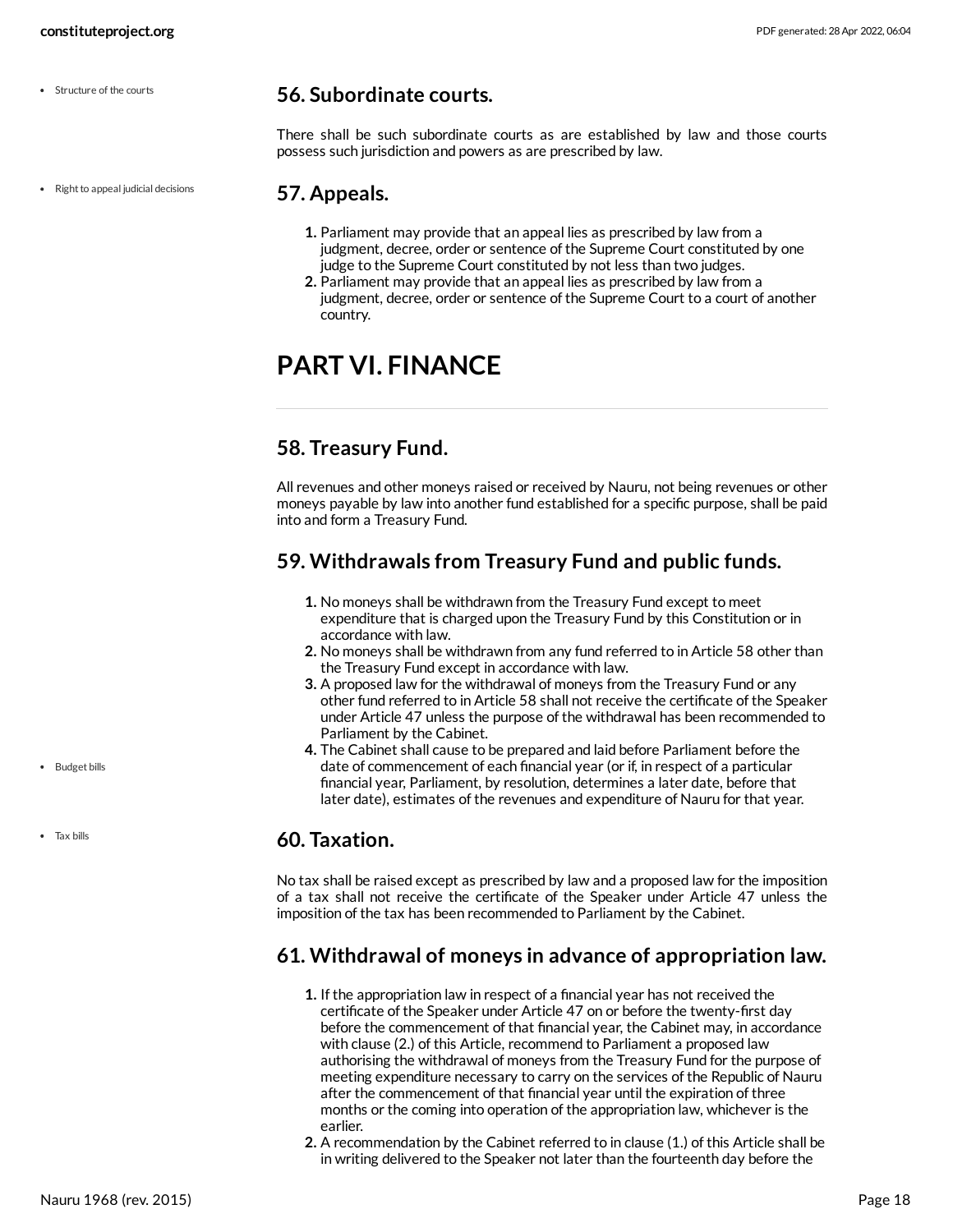## 56. Subordinate courts.

There shall be such subordinate courts as are established by law and those courts possess such jurisdiction and powers as are prescribed by law.

## 57. Appeals.

1. Parliament may provide that an appeal lies as prescribed by law from a judgment, decree, order or sentence of the Supreme Court constituted by one judge to the Supreme Court constituted by not less than two judges.
2. Parliament may provide that an appeal lies as prescribed by law from a judgment, decree, order or sentence of the Supreme Court to a court of another country.

# PART VI. FINANCE

## 58. Treasury Fund.

All revenues and other moneys raised or received by Nauru, not being revenues or other moneys payable by law into another fund established for a specific purpose, shall be paid into and form a Treasury Fund.

## 59. Withdrawals from Treasury Fund and public funds.

1. No moneys shall be withdrawn from the Treasury Fund except to meet expenditure that is charged upon the Treasury Fund by this Constitution or in accordance with law.
2. No moneys shall be withdrawn from any fund referred to in Article 58 other than the Treasury Fund except in accordance with law.
3. A proposed law for the withdrawal of moneys from the Treasury Fund or any other fund referred to in Article 58 shall not receive the certificate of the Speaker under Article 47 unless the purpose of the withdrawal has been recommended to Parliament by the Cabinet.
4. The Cabinet shall cause to be prepared and laid before Parliament before the date of commencement of each financial year (or if, in respect of a particular financial year, Parliament, by resolution, determines a later date, before that later date), estimates of the revenues and expenditure of Nauru for that year.

## 60. Taxation.

No tax shall be raised except as prescribed by law and a proposed law for the imposition of a tax shall not receive the certificate of the Speaker under Article 47 unless the imposition of the tax has been recommended to Parliament by the Cabinet.

## 61. Withdrawal of moneys in advance of appropriation law.

1. If the appropriation law in respect of a financial year has not received the certificate of the Speaker under Article 47 on or before the twenty-first day before the commencement of that financial year, the Cabinet may, in accordance with clause (2.) of this Article, recommend to Parliament a proposed law authorising the withdrawal of moneys from the Treasury Fund for the purpose of meeting expenditure necessary to carry on the services of the Republic of Nauru after the commencement of that financial year until the expiration of three months or the coming into operation of the appropriation law, whichever is the earlier.
2. A recommendation by the Cabinet referred to in clause (1.) of this Article shall be in writing delivered to the Speaker not later than the fourteenth day before the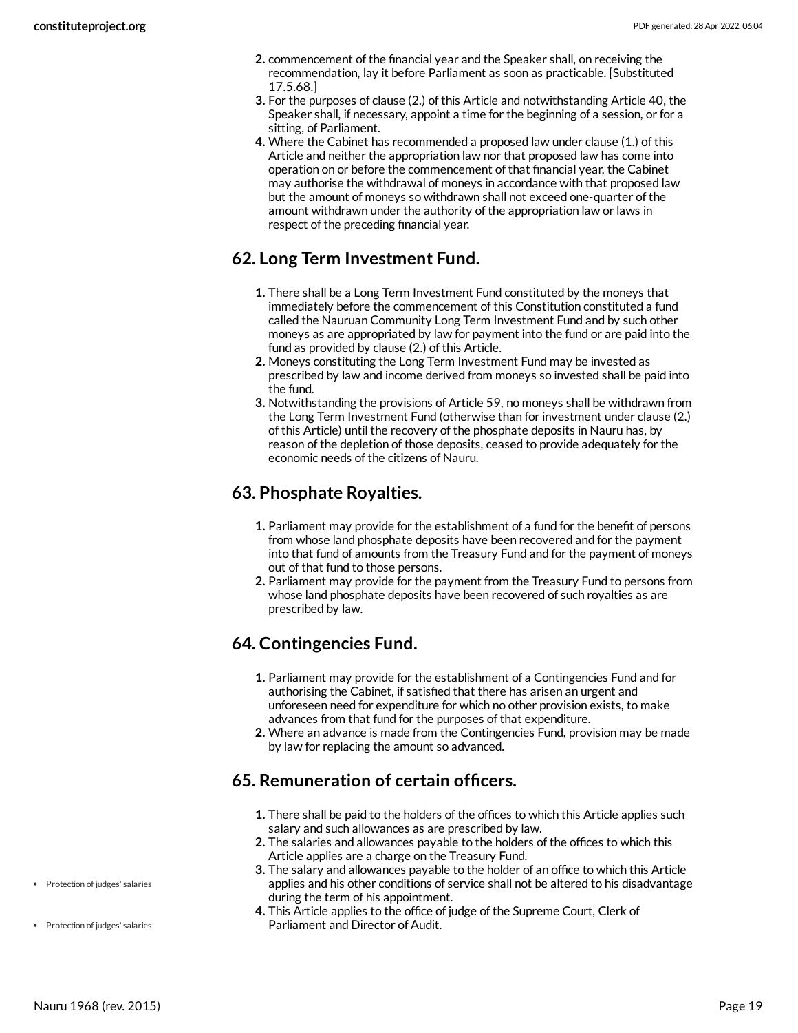2. commencement of the financial year and the Speaker shall, on receiving the recommendation, lay it before Parliament as soon as practicable. [Substituted 17.5.68.]
3. For the purposes of clause (2.) of this Article and notwithstanding Article 40, the Speaker shall, if necessary, appoint a time for the beginning of a session, or for a sitting, of Parliament.
4. Where the Cabinet has recommended a proposed law under clause (1.) of this Article and neither the appropriation law nor that proposed law has come into operation on or before the commencement of that financial year, the Cabinet may authorise the withdrawal of moneys in accordance with that proposed law but the amount of moneys so withdrawn shall not exceed one-quarter of the amount withdrawn under the authority of the appropriation law or laws in respect of the preceding financial year.

## 62. Long Term Investment Fund.

1. There shall be a Long Term Investment Fund constituted by the moneys that immediately before the commencement of this Constitution constituted a fund called the Nauruan Community Long Term Investment Fund and by such other moneys as are appropriated by law for payment into the fund or are paid into the fund as provided by clause (2.) of this Article.
2. Moneys constituting the Long Term Investment Fund may be invested as prescribed by law and income derived from moneys so invested shall be paid into the fund.
3. Notwithstanding the provisions of Article 59, no moneys shall be withdrawn from the Long Term Investment Fund (otherwise than for investment under clause (2.) of this Article) until the recovery of the phosphate deposits in Nauru has, by reason of the depletion of those deposits, ceased to provide adequately for the economic needs of the citizens of Nauru.

## 63. Phosphate Royalties.

1. Parliament may provide for the establishment of a fund for the benefit of persons from whose land phosphate deposits have been recovered and for the payment into that fund of amounts from the Treasury Fund and for the payment of moneys out of that fund to those persons.
2. Parliament may provide for the payment from the Treasury Fund to persons from whose land phosphate deposits have been recovered of such royalties as are prescribed by law.

## 64. Contingencies Fund.

1. Parliament may provide for the establishment of a Contingencies Fund and for authorising the Cabinet, if satisfied that there has arisen an urgent and unforeseen need for expenditure for which no other provision exists, to make advances from that fund for the purposes of that expenditure.
2. Where an advance is made from the Contingencies Fund, provision may be made by law for replacing the amount so advanced.

## 65. Remuneration of certain officers.

1. There shall be paid to the holders of the offices to which this Article applies such salary and such allowances as are prescribed by law.
2. The salaries and allowances payable to the holders of the offices to which this Article applies are a charge on the Treasury Fund.
3. The salary and allowances payable to the holder of an office to which this Article applies and his other conditions of service shall not be altered to his disadvantage during the term of his appointment.
4. This Article applies to the office of judge of the Supreme Court, Clerk of Parliament and Director of Audit.

- Protection of judges' salaries
- Protection of judges' salaries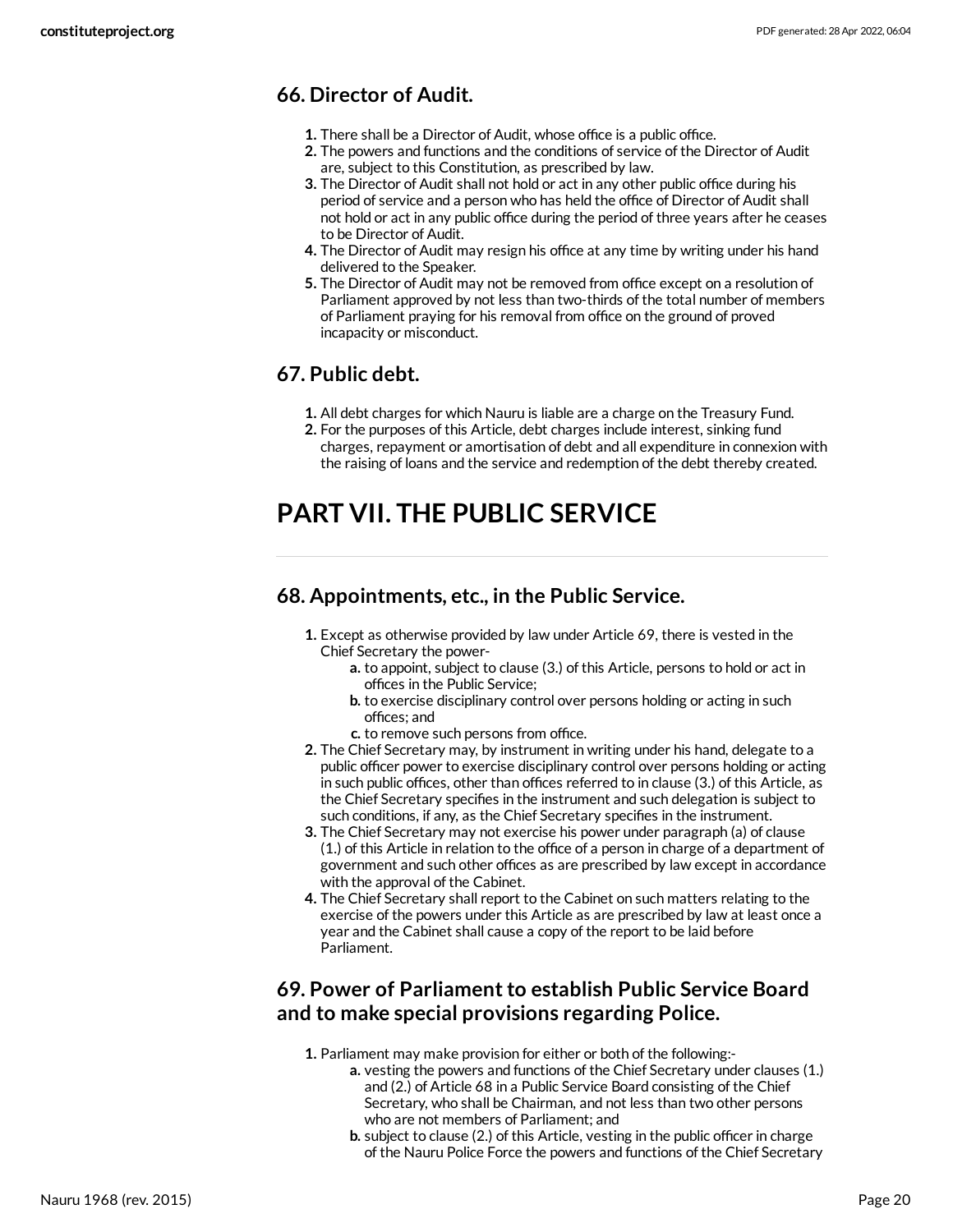## 66. Director of Audit.

1. There shall be a Director of Audit, whose office is a public office.
2. The powers and functions and the conditions of service of the Director of Audit are, subject to this Constitution, as prescribed by law.
3. The Director of Audit shall not hold or act in any other public office during his period of service and a person who has held the office of Director of Audit shall not hold or act in any public office during the period of three years after he ceases to be Director of Audit.
4. The Director of Audit may resign his office at any time by writing under his hand delivered to the Speaker.
5. The Director of Audit may not be removed from office except on a resolution of Parliament approved by not less than two-thirds of the total number of members of Parliament praying for his removal from office on the ground of proved incapacity or misconduct.

## 67. Public debt.

1. All debt charges for which Nauru is liable are a charge on the Treasury Fund.
2. For the purposes of this Article, debt charges include interest, sinking fund charges, repayment or amortisation of debt and all expenditure in connexion with the raising of loans and the service and redemption of the debt thereby created.

# PART VII. THE PUBLIC SERVICE

## 68. Appointments, etc., in the Public Service.

1. Except as otherwise provided by law under Article 69, there is vested in the Chief Secretary the power-
   a. to appoint, subject to clause (3.) of this Article, persons to hold or act in offices in the Public Service;
   b. to exercise disciplinary control over persons holding or acting in such offices; and
   c. to remove such persons from office.
2. The Chief Secretary may, by instrument in writing under his hand, delegate to a public officer power to exercise disciplinary control over persons holding or acting in such public offices, other than offices referred to in clause (3.) of this Article, as the Chief Secretary specifies in the instrument and such delegation is subject to such conditions, if any, as the Chief Secretary specifies in the instrument.
3. The Chief Secretary may not exercise his power under paragraph (a) of clause (1.) of this Article in relation to the office of a person in charge of a department of government and such other offices as are prescribed by law except in accordance with the approval of the Cabinet.
4. The Chief Secretary shall report to the Cabinet on such matters relating to the exercise of the powers under this Article as are prescribed by law at least once a year and the Cabinet shall cause a copy of the report to be laid before Parliament.

## 69. Power of Parliament to establish Public Service Board and to make special provisions regarding Police.

1. Parliament may make provision for either or both of the following:-
   a. vesting the powers and functions of the Chief Secretary under clauses (1.) and (2.) of Article 68 in a Public Service Board consisting of the Chief Secretary, who shall be Chairman, and not less than two other persons who are not members of Parliament; and
   b. subject to clause (2.) of this Article, vesting in the public officer in charge of the Nauru Police Force the powers and functions of the Chief Secretary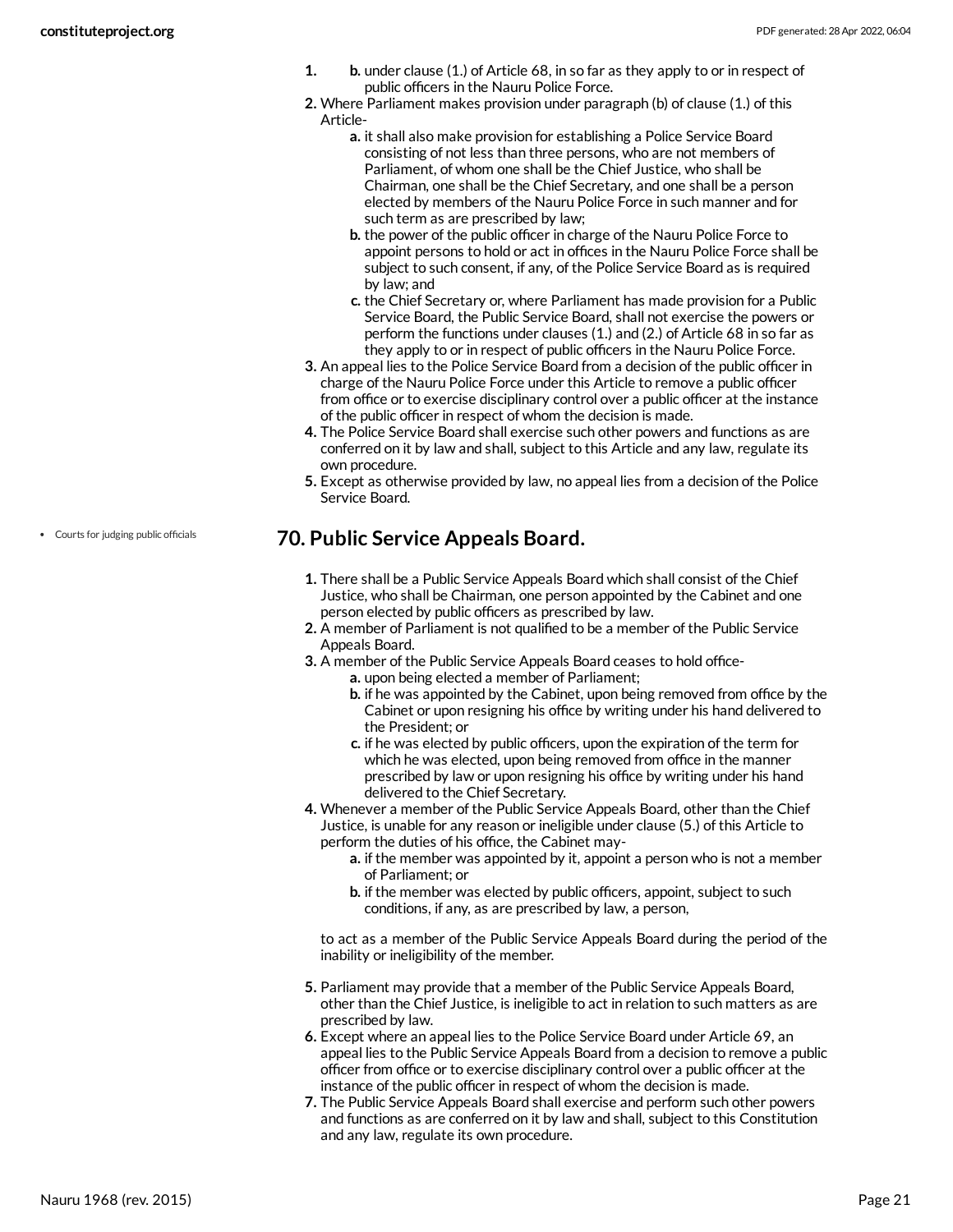1. b. under clause (1.) of Article 68, in so far as they apply to or in respect of public officers in the Nauru Police Force.
2. Where Parliament makes provision under paragraph (b) of clause (1.) of this Article-
   - a. it shall also make provision for establishing a Police Service Board consisting of not less than three persons, who are not members of Parliament, of whom one shall be the Chief Justice, who shall be Chairman, one shall be the Chief Secretary, and one shall be a person elected by members of the Nauru Police Force in such manner and for such term as are prescribed by law;
   - b. the power of the public officer in charge of the Nauru Police Force to appoint persons to hold or act in offices in the Nauru Police Force shall be subject to such consent, if any, of the Police Service Board as is required by law; and
   - c. the Chief Secretary or, where Parliament has made provision for a Public Service Board, the Public Service Board, shall not exercise the powers or perform the functions under clauses (1.) and (2.) of Article 68 in so far as they apply to or in respect of public officers in the Nauru Police Force.
3. An appeal lies to the Police Service Board from a decision of the public officer in charge of the Nauru Police Force under this Article to remove a public officer from office or to exercise disciplinary control over a public officer at the instance of the public officer in respect of whom the decision is made.
4. The Police Service Board shall exercise such other powers and functions as are conferred on it by law and shall, subject to this Article and any law, regulate its own procedure.
5. Except as otherwise provided by law, no appeal lies from a decision of the Police Service Board.

- Courts for judging public officials

## 70. Public Service Appeals Board.

1. There shall be a Public Service Appeals Board which shall consist of the Chief Justice, who shall be Chairman, one person appointed by the Cabinet and one person elected by public officers as prescribed by law.
2. A member of Parliament is not qualified to be a member of the Public Service Appeals Board.
3. A member of the Public Service Appeals Board ceases to hold office-
   - a. upon being elected a member of Parliament;
   - b. if he was appointed by the Cabinet, upon being removed from office by the Cabinet or upon resigning his office by writing under his hand delivered to the President; or
   - c. if he was elected by public officers, upon the expiration of the term for which he was elected, upon being removed from office in the manner prescribed by law or upon resigning his office by writing under his hand delivered to the Chief Secretary.
4. Whenever a member of the Public Service Appeals Board, other than the Chief Justice, is unable for any reason or ineligible under clause (5.) of this Article to perform the duties of his office, the Cabinet may-
   - a. if the member was appointed by it, appoint a person who is not a member of Parliament; or
   - b. if the member was elected by public officers, appoint, subject to such conditions, if any, as are prescribed by law, a person,

   to act as a member of the Public Service Appeals Board during the period of the inability or ineligibility of the member.
5. Parliament may provide that a member of the Public Service Appeals Board, other than the Chief Justice, is ineligible to act in relation to such matters as are prescribed by law.
6. Except where an appeal lies to the Police Service Board under Article 69, an appeal lies to the Public Service Appeals Board from a decision to remove a public officer from office or to exercise disciplinary control over a public officer at the instance of the public officer in respect of whom the decision is made.
7. The Public Service Appeals Board shall exercise and perform such other powers and functions as are conferred on it by law and shall, subject to this Constitution and any law, regulate its own procedure.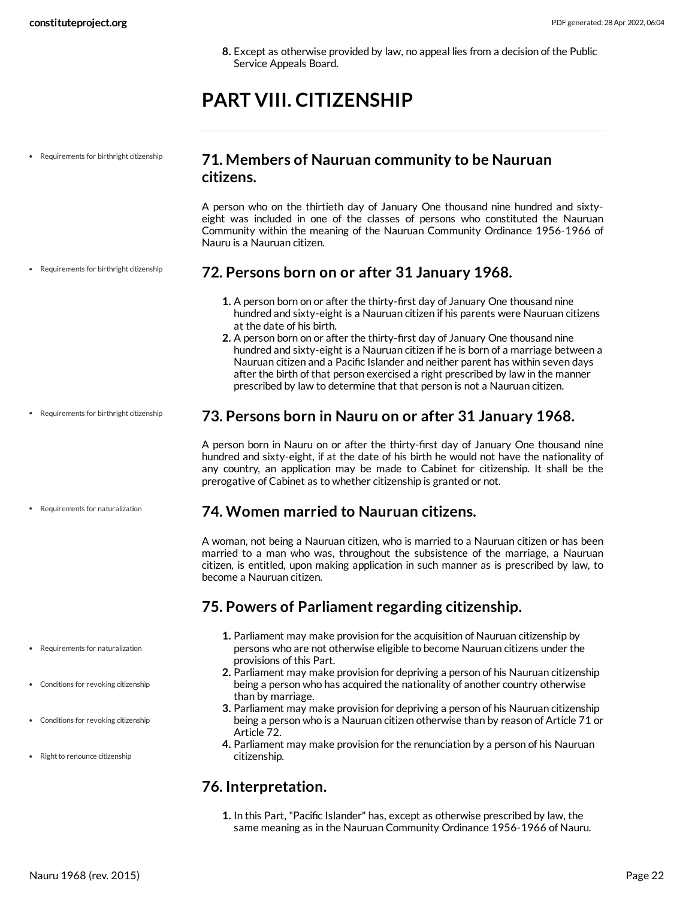8. Except as otherwise provided by law, no appeal lies from a decision of the Public Service Appeals Board.

# PART VIII. CITIZENSHIP

- Requirements for birthright citizenship

## 71. Members of Nauruan community to be Nauruan citizens.

A person who on the thirtieth day of January One thousand nine hundred and sixty-eight was included in one of the classes of persons who constituted the Nauruan Community within the meaning of the Nauruan Community Ordinance 1956-1966 of Nauru is a Nauruan citizen.

- Requirements for birthright citizenship

## 72. Persons born on or after 31 January 1968.

1. A person born on or after the thirty-first day of January One thousand nine hundred and sixty-eight is a Nauruan citizen if his parents were Nauruan citizens at the date of his birth.
2. A person born on or after the thirty-first day of January One thousand nine hundred and sixty-eight is a Nauruan citizen if he is born of a marriage between a Nauruan citizen and a Pacific Islander and neither parent has within seven days after the birth of that person exercised a right prescribed by law in the manner prescribed by law to determine that that person is not a Nauruan citizen.

- Requirements for birthright citizenship

## 73. Persons born in Nauru on or after 31 January 1968.

A person born in Nauru on or after the thirty-first day of January One thousand nine hundred and sixty-eight, if at the date of his birth he would not have the nationality of any country, an application may be made to Cabinet for citizenship. It shall be the prerogative of Cabinet as to whether citizenship is granted or not.

- Requirements for naturalization

## 74. Women married to Nauruan citizens.

A woman, not being a Nauruan citizen, who is married to a Nauruan citizen or has been married to a man who was, throughout the subsistence of the marriage, a Nauruan citizen, is entitled, upon making application in such manner as is prescribed by law, to become a Nauruan citizen.

## 75. Powers of Parliament regarding citizenship.

- Requirements for naturalization
- Conditions for revoking citizenship
- Conditions for revoking citizenship
- Right to renounce citizenship

1. Parliament may make provision for the acquisition of Nauruan citizenship by persons who are not otherwise eligible to become Nauruan citizens under the provisions of this Part.
2. Parliament may make provision for depriving a person of his Nauruan citizenship being a person who has acquired the nationality of another country otherwise than by marriage.
3. Parliament may make provision for depriving a person of his Nauruan citizenship being a person who is a Nauruan citizen otherwise than by reason of Article 71 or Article 72.
4. Parliament may make provision for the renunciation by a person of his Nauruan citizenship.

## 76. Interpretation.

1. In this Part, "Pacific Islander" has, except as otherwise prescribed by law, the same meaning as in the Nauruan Community Ordinance 1956-1966 of Nauru.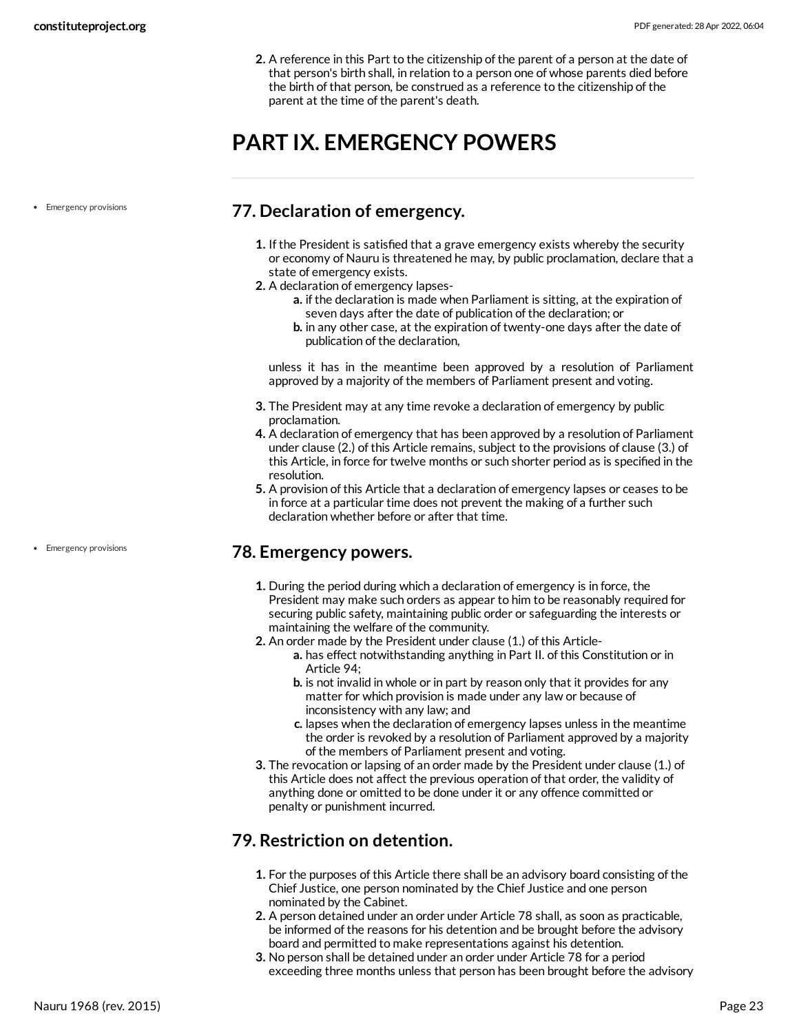2. A reference in this Part to the citizenship of the parent of a person at the date of that person's birth shall, in relation to a person one of whose parents died before the birth of that person, be construed as a reference to the citizenship of the parent at the time of the parent's death.

# PART IX. EMERGENCY POWERS

- Emergency provisions

## 77. Declaration of emergency.

1. If the President is satisfied that a grave emergency exists whereby the security or economy of Nauru is threatened he may, by public proclamation, declare that a state of emergency exists.
2. A declaration of emergency lapses-
   a. if the declaration is made when Parliament is sitting, at the expiration of seven days after the date of publication of the declaration; or
   b. in any other case, at the expiration of twenty-one days after the date of publication of the declaration,

   unless it has in the meantime been approved by a resolution of Parliament approved by a majority of the members of Parliament present and voting.
3. The President may at any time revoke a declaration of emergency by public proclamation.
4. A declaration of emergency that has been approved by a resolution of Parliament under clause (2.) of this Article remains, subject to the provisions of clause (3.) of this Article, in force for twelve months or such shorter period as is specified in the resolution.
5. A provision of this Article that a declaration of emergency lapses or ceases to be in force at a particular time does not prevent the making of a further such declaration whether before or after that time.

- Emergency provisions

## 78. Emergency powers.

1. During the period during which a declaration of emergency is in force, the President may make such orders as appear to him to be reasonably required for securing public safety, maintaining public order or safeguarding the interests or maintaining the welfare of the community.
2. An order made by the President under clause (1.) of this Article-
   a. has effect notwithstanding anything in Part II. of this Constitution or in Article 94;
   b. is not invalid in whole or in part by reason only that it provides for any matter for which provision is made under any law or because of inconsistency with any law; and
   c. lapses when the declaration of emergency lapses unless in the meantime the order is revoked by a resolution of Parliament approved by a majority of the members of Parliament present and voting.
3. The revocation or lapsing of an order made by the President under clause (1.) of this Article does not affect the previous operation of that order, the validity of anything done or omitted to be done under it or any offence committed or penalty or punishment incurred.

## 79. Restriction on detention.

1. For the purposes of this Article there shall be an advisory board consisting of the Chief Justice, one person nominated by the Chief Justice and one person nominated by the Cabinet.
2. A person detained under an order under Article 78 shall, as soon as practicable, be informed of the reasons for his detention and be brought before the advisory board and permitted to make representations against his detention.
3. No person shall be detained under an order under Article 78 for a period exceeding three months unless that person has been brought before the advisory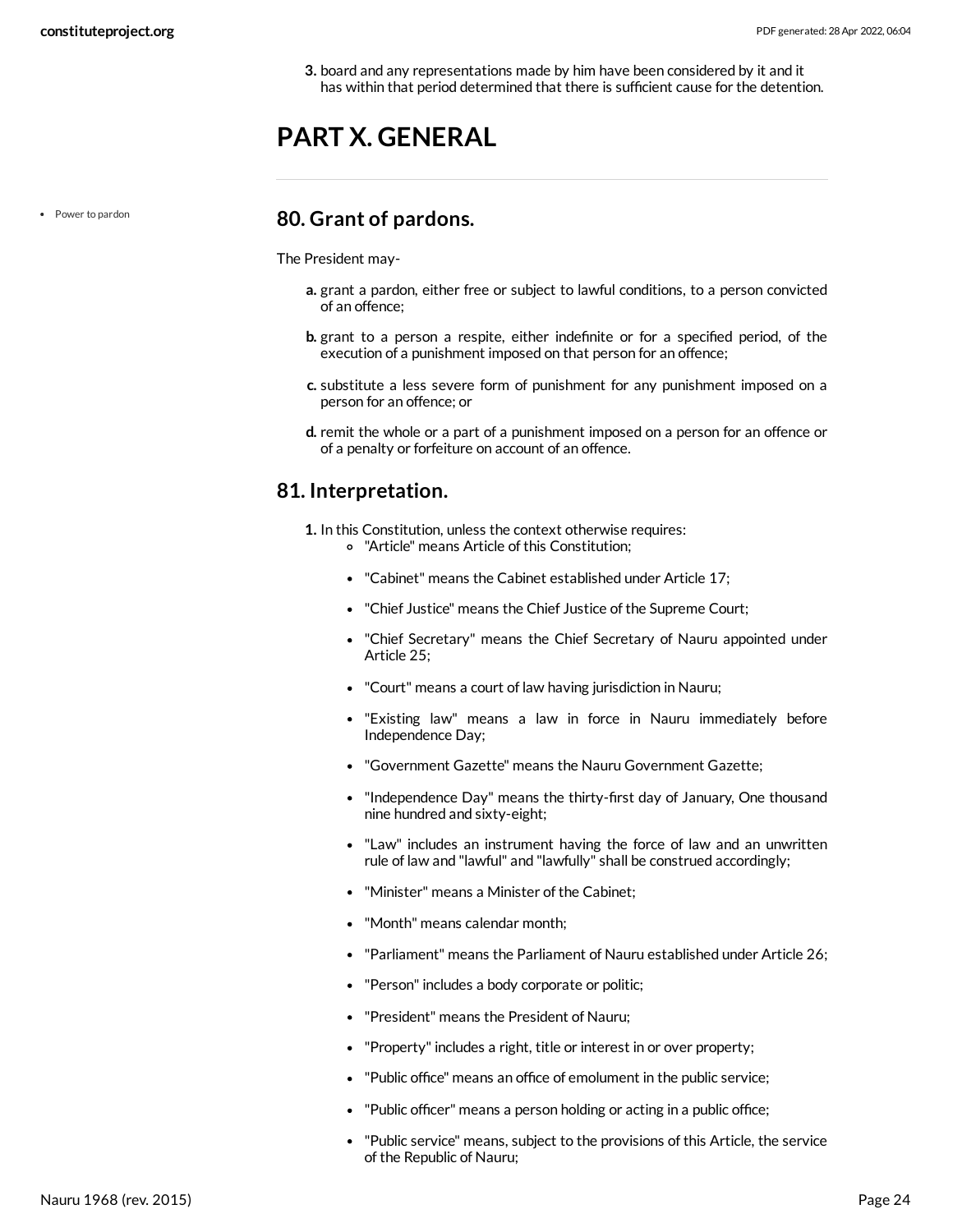3. board and any representations made by him have been considered by it and it has within that period determined that there is sufficient cause for the detention.

# PART X. GENERAL

- Power to pardon

## 80. Grant of pardons.

The President may-

a. grant a pardon, either free or subject to lawful conditions, to a person convicted of an offence;

b. grant to a person a respite, either indefinite or for a specified period, of the execution of a punishment imposed on that person for an offence;

c. substitute a less severe form of punishment for any punishment imposed on a person for an offence; or

d. remit the whole or a part of a punishment imposed on a person for an offence or of a penalty or forfeiture on account of an offence.

## 81. Interpretation.

1. In this Constitution, unless the context otherwise requires:
   - "Article" means Article of this Constitution;
   - "Cabinet" means the Cabinet established under Article 17;
   - "Chief Justice" means the Chief Justice of the Supreme Court;
   - "Chief Secretary" means the Chief Secretary of Nauru appointed under Article 25;
   - "Court" means a court of law having jurisdiction in Nauru;
   - "Existing law" means a law in force in Nauru immediately before Independence Day;
   - "Government Gazette" means the Nauru Government Gazette;
   - "Independence Day" means the thirty-first day of January, One thousand nine hundred and sixty-eight;
   - "Law" includes an instrument having the force of law and an unwritten rule of law and "lawful" and "lawfully" shall be construed accordingly;
   - "Minister" means a Minister of the Cabinet;
   - "Month" means calendar month;
   - "Parliament" means the Parliament of Nauru established under Article 26;
   - "Person" includes a body corporate or politic;
   - "President" means the President of Nauru;
   - "Property" includes a right, title or interest in or over property;
   - "Public office" means an office of emolument in the public service;
   - "Public officer" means a person holding or acting in a public office;
   - "Public service" means, subject to the provisions of this Article, the service of the Republic of Nauru;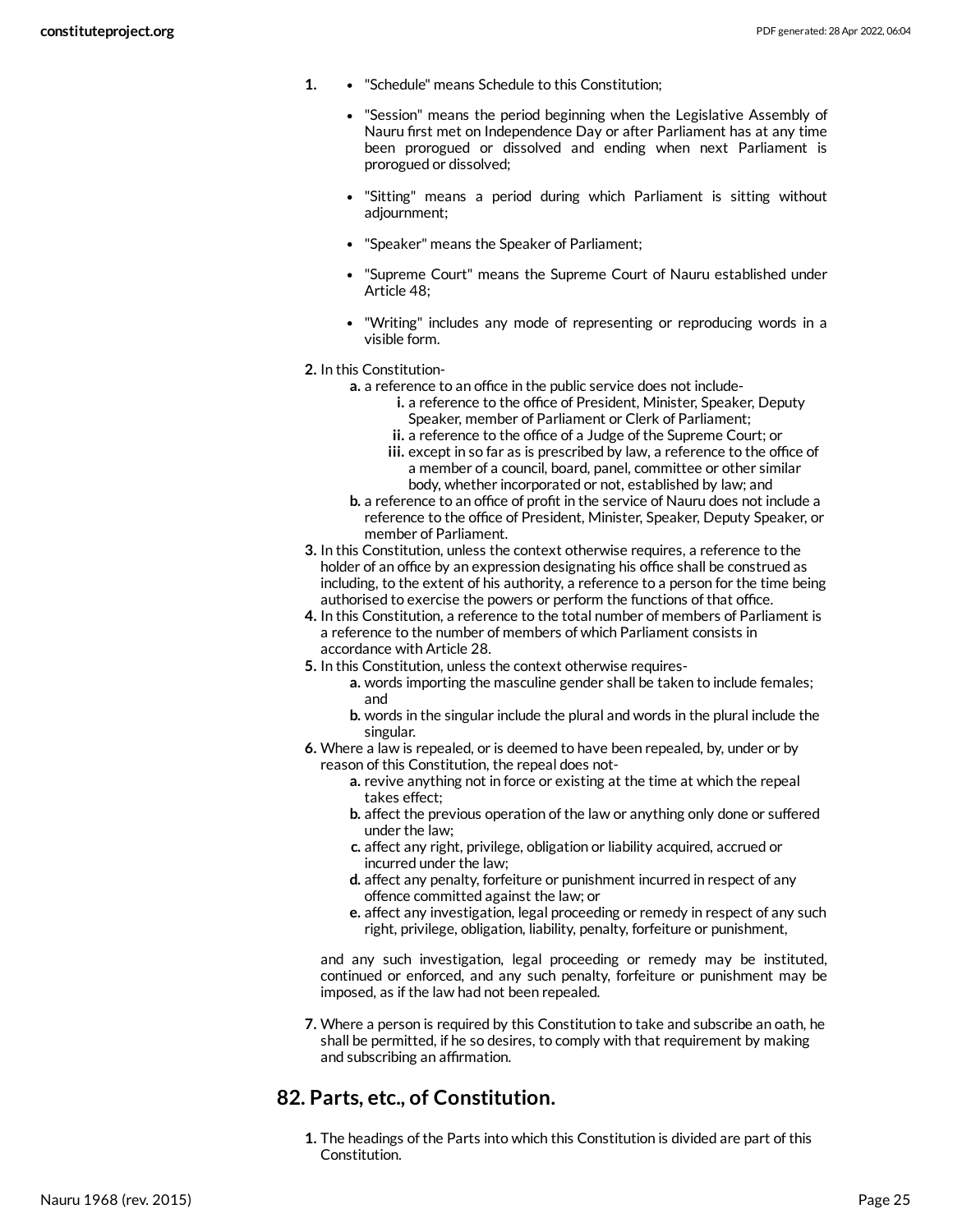1. 
   - "Schedule" means Schedule to this Constitution;
   - "Session" means the period beginning when the Legislative Assembly of Nauru first met on Independence Day or after Parliament has at any time been prorogued or dissolved and ending when next Parliament is prorogued or dissolved;
   - "Sitting" means a period during which Parliament is sitting without adjournment;
   - "Speaker" means the Speaker of Parliament;
   - "Supreme Court" means the Supreme Court of Nauru established under Article 48;
   - "Writing" includes any mode of representing or reproducing words in a visible form.
2. In this Constitution-
   a. a reference to an office in the public service does not include-
      i. a reference to the office of President, Minister, Speaker, Deputy Speaker, member of Parliament or Clerk of Parliament;
      ii. a reference to the office of a Judge of the Supreme Court; or
      iii. except in so far as is prescribed by law, a reference to the office of a member of a council, board, panel, committee or other similar body, whether incorporated or not, established by law; and
   b. a reference to an office of profit in the service of Nauru does not include a reference to the office of President, Minister, Speaker, Deputy Speaker, or member of Parliament.
3. In this Constitution, unless the context otherwise requires, a reference to the holder of an office by an expression designating his office shall be construed as including, to the extent of his authority, a reference to a person for the time being authorised to exercise the powers or perform the functions of that office.
4. In this Constitution, a reference to the total number of members of Parliament is a reference to the number of members of which Parliament consists in accordance with Article 28.
5. In this Constitution, unless the context otherwise requires-
   a. words importing the masculine gender shall be taken to include females; and
   b. words in the singular include the plural and words in the plural include the singular.
6. Where a law is repealed, or is deemed to have been repealed, by, under or by reason of this Constitution, the repeal does not-
   a. revive anything not in force or existing at the time at which the repeal takes effect;
   b. affect the previous operation of the law or anything only done or suffered under the law;
   c. affect any right, privilege, obligation or liability acquired, accrued or incurred under the law;
   d. affect any penalty, forfeiture or punishment incurred in respect of any offence committed against the law; or
   e. affect any investigation, legal proceeding or remedy in respect of any such right, privilege, obligation, liability, penalty, forfeiture or punishment,

   and any such investigation, legal proceeding or remedy may be instituted, continued or enforced, and any such penalty, forfeiture or punishment may be imposed, as if the law had not been repealed.
7. Where a person is required by this Constitution to take and subscribe an oath, he shall be permitted, if he so desires, to comply with that requirement by making and subscribing an affirmation.

## 82. Parts, etc., of Constitution.

1. The headings of the Parts into which this Constitution is divided are part of this Constitution.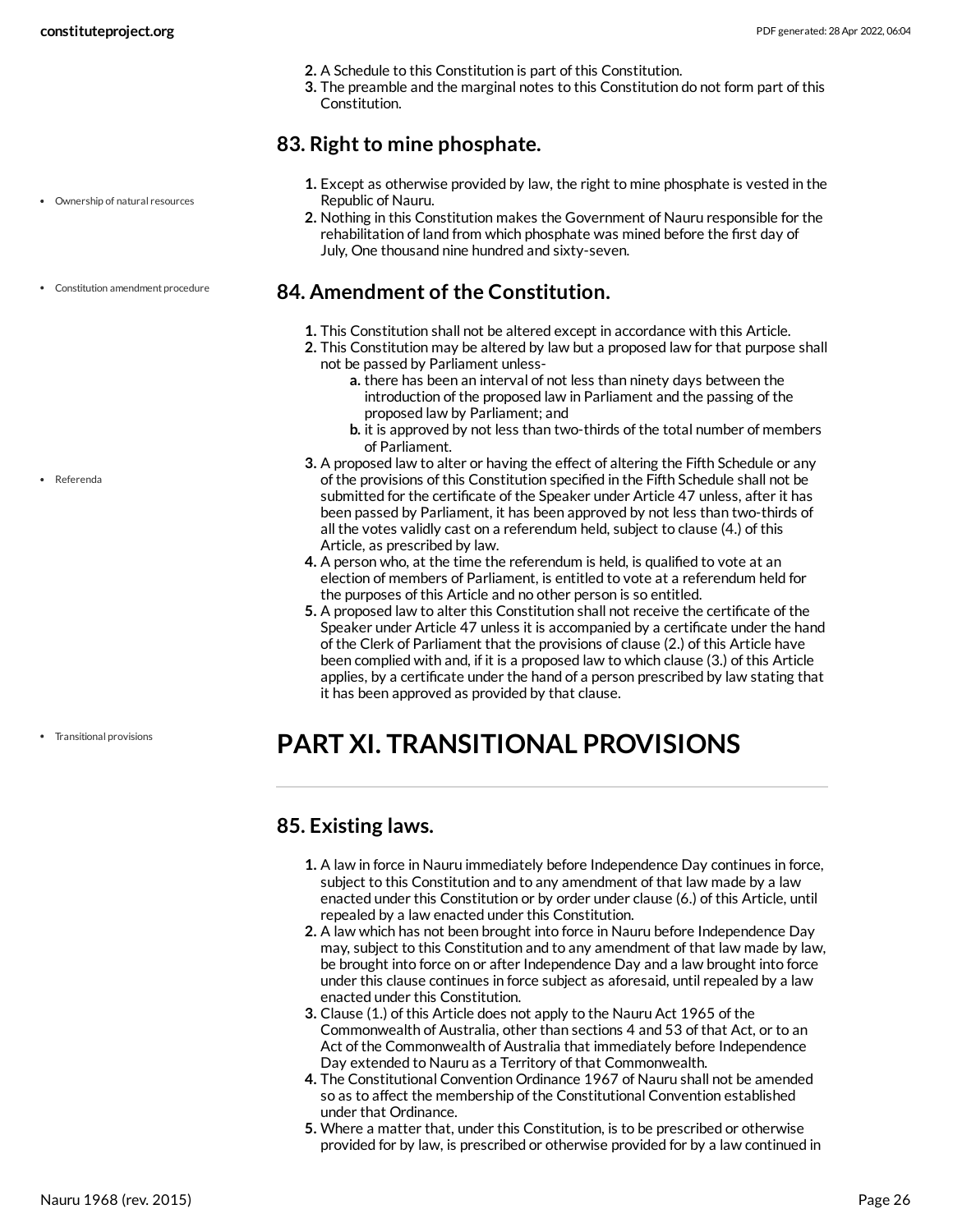2. A Schedule to this Constitution is part of this Constitution.
3. The preamble and the marginal notes to this Constitution do not form part of this Constitution.

### 83. Right to mine phosphate.

- Ownership of natural resources

1. Except as otherwise provided by law, the right to mine phosphate is vested in the Republic of Nauru.
2. Nothing in this Constitution makes the Government of Nauru responsible for the rehabilitation of land from which phosphate was mined before the first day of July, One thousand nine hundred and sixty-seven.

- Constitution amendment procedure

### 84. Amendment of the Constitution.

1. This Constitution shall not be altered except in accordance with this Article.
2. This Constitution may be altered by law but a proposed law for that purpose shall not be passed by Parliament unless-
   a. there has been an interval of not less than ninety days between the introduction of the proposed law in Parliament and the passing of the proposed law by Parliament; and
   b. it is approved by not less than two-thirds of the total number of members of Parliament.
3. A proposed law to alter or having the effect of altering the Fifth Schedule or any of the provisions of this Constitution specified in the Fifth Schedule shall not be submitted for the certificate of the Speaker under Article 47 unless, after it has been passed by Parliament, it has been approved by not less than two-thirds of all the votes validly cast on a referendum held, subject to clause (4.) of this Article, as prescribed by law.
4. A person who, at the time the referendum is held, is qualified to vote at an election of members of Parliament, is entitled to vote at a referendum held for the purposes of this Article and no other person is so entitled.
5. A proposed law to alter this Constitution shall not receive the certificate of the Speaker under Article 47 unless it is accompanied by a certificate under the hand of the Clerk of Parliament that the provisions of clause (2.) of this Article have been complied with and, if it is a proposed law to which clause (3.) of this Article applies, by a certificate under the hand of a person prescribed by law stating that it has been approved as provided by that clause.

- Referenda
- Transitional provisions

# PART XI. TRANSITIONAL PROVISIONS

### 85. Existing laws.

1. A law in force in Nauru immediately before Independence Day continues in force, subject to this Constitution and to any amendment of that law made by a law enacted under this Constitution or by order under clause (6.) of this Article, until repealed by a law enacted under this Constitution.
2. A law which has not been brought into force in Nauru before Independence Day may, subject to this Constitution and to any amendment of that law made by law, be brought into force on or after Independence Day and a law brought into force under this clause continues in force subject as aforesaid, until repealed by a law enacted under this Constitution.
3. Clause (1.) of this Article does not apply to the Nauru Act 1965 of the Commonwealth of Australia, other than sections 4 and 53 of that Act, or to an Act of the Commonwealth of Australia that immediately before Independence Day extended to Nauru as a Territory of that Commonwealth.
4. The Constitutional Convention Ordinance 1967 of Nauru shall not be amended so as to affect the membership of the Constitutional Convention established under that Ordinance.
5. Where a matter that, under this Constitution, is to be prescribed or otherwise provided for by law, is prescribed or otherwise provided for by a law continued in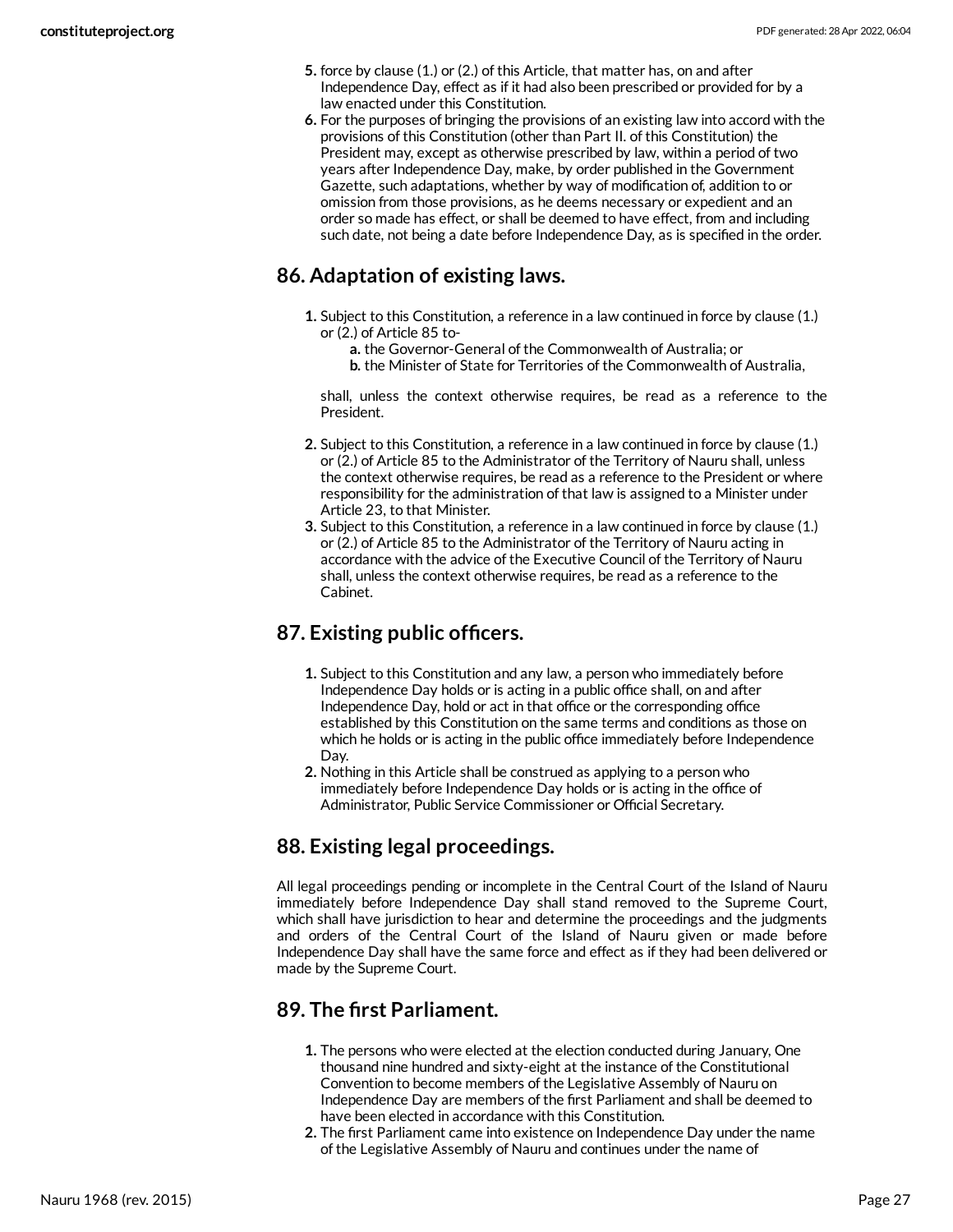5. force by clause (1.) or (2.) of this Article, that matter has, on and after Independence Day, effect as if it had also been prescribed or provided for by a law enacted under this Constitution.
6. For the purposes of bringing the provisions of an existing law into accord with the provisions of this Constitution (other than Part II. of this Constitution) the President may, except as otherwise prescribed by law, within a period of two years after Independence Day, make, by order published in the Government Gazette, such adaptations, whether by way of modification of, addition to or omission from those provisions, as he deems necessary or expedient and an order so made has effect, or shall be deemed to have effect, from and including such date, not being a date before Independence Day, as is specified in the order.

## 86. Adaptation of existing laws.

1. Subject to this Constitution, a reference in a law continued in force by clause (1.) or (2.) of Article 85 to-
   a. the Governor-General of the Commonwealth of Australia; or
   b. the Minister of State for Territories of the Commonwealth of Australia,

   shall, unless the context otherwise requires, be read as a reference to the President.
2. Subject to this Constitution, a reference in a law continued in force by clause (1.) or (2.) of Article 85 to the Administrator of the Territory of Nauru shall, unless the context otherwise requires, be read as a reference to the President or where responsibility for the administration of that law is assigned to a Minister under Article 23, to that Minister.
3. Subject to this Constitution, a reference in a law continued in force by clause (1.) or (2.) of Article 85 to the Administrator of the Territory of Nauru acting in accordance with the advice of the Executive Council of the Territory of Nauru shall, unless the context otherwise requires, be read as a reference to the Cabinet.

## 87. Existing public officers.

1. Subject to this Constitution and any law, a person who immediately before Independence Day holds or is acting in a public office shall, on and after Independence Day, hold or act in that office or the corresponding office established by this Constitution on the same terms and conditions as those on which he holds or is acting in the public office immediately before Independence Day.
2. Nothing in this Article shall be construed as applying to a person who immediately before Independence Day holds or is acting in the office of Administrator, Public Service Commissioner or Official Secretary.

## 88. Existing legal proceedings.

All legal proceedings pending or incomplete in the Central Court of the Island of Nauru immediately before Independence Day shall stand removed to the Supreme Court, which shall have jurisdiction to hear and determine the proceedings and the judgments and orders of the Central Court of the Island of Nauru given or made before Independence Day shall have the same force and effect as if they had been delivered or made by the Supreme Court.

## 89. The first Parliament.

1. The persons who were elected at the election conducted during January, One thousand nine hundred and sixty-eight at the instance of the Constitutional Convention to become members of the Legislative Assembly of Nauru on Independence Day are members of the first Parliament and shall be deemed to have been elected in accordance with this Constitution.
2. The first Parliament came into existence on Independence Day under the name of the Legislative Assembly of Nauru and continues under the name of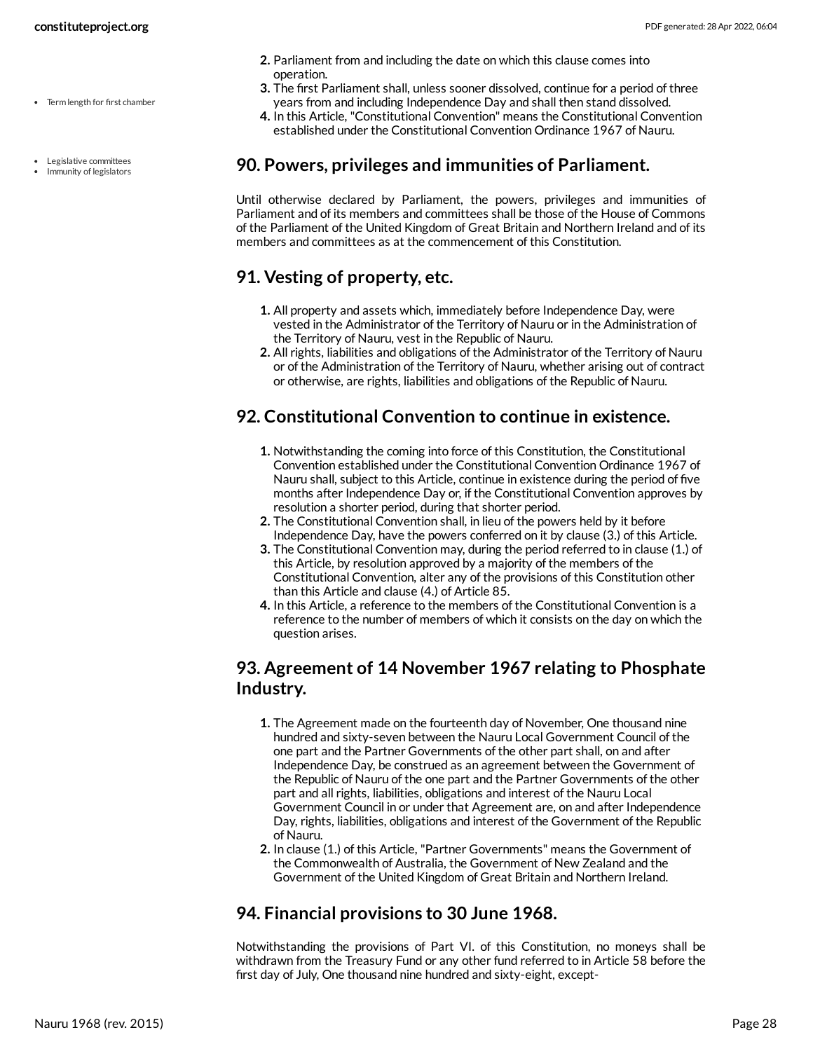2. Parliament from and including the date on which this clause comes into operation.
3. The first Parliament shall, unless sooner dissolved, continue for a period of three years from and including Independence Day and shall then stand dissolved.
4. In this Article, "Constitutional Convention" means the Constitutional Convention established under the Constitutional Convention Ordinance 1967 of Nauru.

## 90. Powers, privileges and immunities of Parliament.

Until otherwise declared by Parliament, the powers, privileges and immunities of Parliament and of its members and committees shall be those of the House of Commons of the Parliament of the United Kingdom of Great Britain and Northern Ireland and of its members and committees as at the commencement of this Constitution.

## 91. Vesting of property, etc.

1. All property and assets which, immediately before Independence Day, were vested in the Administrator of the Territory of Nauru or in the Administration of the Territory of Nauru, vest in the Republic of Nauru.
2. All rights, liabilities and obligations of the Administrator of the Territory of Nauru or of the Administration of the Territory of Nauru, whether arising out of contract or otherwise, are rights, liabilities and obligations of the Republic of Nauru.

## 92. Constitutional Convention to continue in existence.

1. Notwithstanding the coming into force of this Constitution, the Constitutional Convention established under the Constitutional Convention Ordinance 1967 of Nauru shall, subject to this Article, continue in existence during the period of five months after Independence Day or, if the Constitutional Convention approves by resolution a shorter period, during that shorter period.
2. The Constitutional Convention shall, in lieu of the powers held by it before Independence Day, have the powers conferred on it by clause (3.) of this Article.
3. The Constitutional Convention may, during the period referred to in clause (1.) of this Article, by resolution approved by a majority of the members of the Constitutional Convention, alter any of the provisions of this Constitution other than this Article and clause (4.) of Article 85.
4. In this Article, a reference to the members of the Constitutional Convention is a reference to the number of members of which it consists on the day on which the question arises.

## 93. Agreement of 14 November 1967 relating to Phosphate Industry.

1. The Agreement made on the fourteenth day of November, One thousand nine hundred and sixty-seven between the Nauru Local Government Council of the one part and the Partner Governments of the other part shall, on and after Independence Day, be construed as an agreement between the Government of the Republic of Nauru of the one part and the Partner Governments of the other part and all rights, liabilities, obligations and interest of the Nauru Local Government Council in or under that Agreement are, on and after Independence Day, rights, liabilities, obligations and interest of the Government of the Republic of Nauru.
2. In clause (1.) of this Article, "Partner Governments" means the Government of the Commonwealth of Australia, the Government of New Zealand and the Government of the United Kingdom of Great Britain and Northern Ireland.

## 94. Financial provisions to 30 June 1968.

Notwithstanding the provisions of Part VI. of this Constitution, no moneys shall be withdrawn from the Treasury Fund or any other fund referred to in Article 58 before the first day of July, One thousand nine hundred and sixty-eight, except-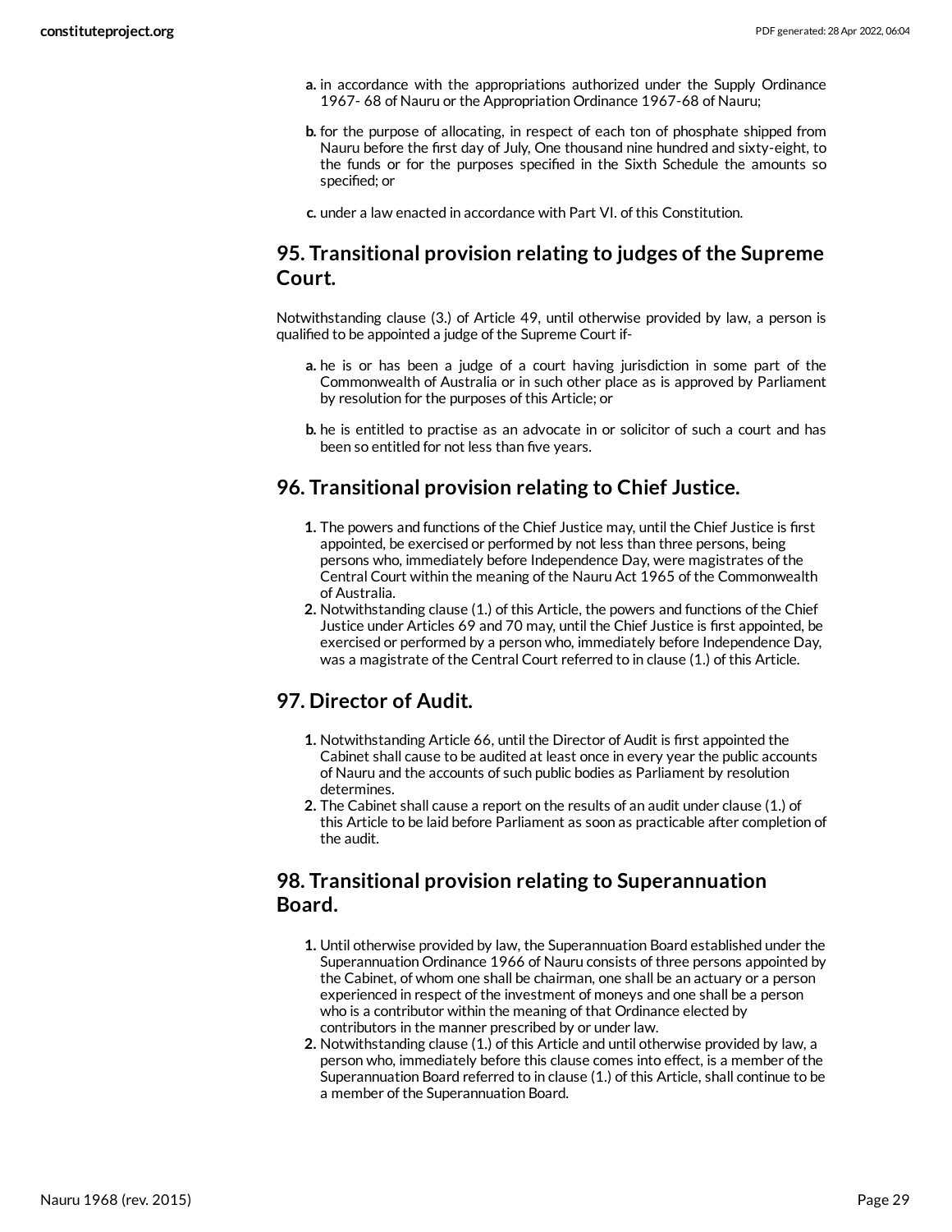a. in accordance with the appropriations authorized under the Supply Ordinance 1967- 68 of Nauru or the Appropriation Ordinance 1967-68 of Nauru;

b. for the purpose of allocating, in respect of each ton of phosphate shipped from Nauru before the first day of July, One thousand nine hundred and sixty-eight, to the funds or for the purposes specified in the Sixth Schedule the amounts so specified; or

c. under a law enacted in accordance with Part VI. of this Constitution.

## 95. Transitional provision relating to judges of the Supreme Court.

Notwithstanding clause (3.) of Article 49, until otherwise provided by law, a person is qualified to be appointed a judge of the Supreme Court if-

a. he is or has been a judge of a court having jurisdiction in some part of the Commonwealth of Australia or in such other place as is approved by Parliament by resolution for the purposes of this Article; or

b. he is entitled to practise as an advocate in or solicitor of such a court and has been so entitled for not less than five years.

## 96. Transitional provision relating to Chief Justice.

1. The powers and functions of the Chief Justice may, until the Chief Justice is first appointed, be exercised or performed by not less than three persons, being persons who, immediately before Independence Day, were magistrates of the Central Court within the meaning of the Nauru Act 1965 of the Commonwealth of Australia.
2. Notwithstanding clause (1.) of this Article, the powers and functions of the Chief Justice under Articles 69 and 70 may, until the Chief Justice is first appointed, be exercised or performed by a person who, immediately before Independence Day, was a magistrate of the Central Court referred to in clause (1.) of this Article.

## 97. Director of Audit.

1. Notwithstanding Article 66, until the Director of Audit is first appointed the Cabinet shall cause to be audited at least once in every year the public accounts of Nauru and the accounts of such public bodies as Parliament by resolution determines.
2. The Cabinet shall cause a report on the results of an audit under clause (1.) of this Article to be laid before Parliament as soon as practicable after completion of the audit.

## 98. Transitional provision relating to Superannuation Board.

1. Until otherwise provided by law, the Superannuation Board established under the Superannuation Ordinance 1966 of Nauru consists of three persons appointed by the Cabinet, of whom one shall be chairman, one shall be an actuary or a person experienced in respect of the investment of moneys and one shall be a person who is a contributor within the meaning of that Ordinance elected by contributors in the manner prescribed by or under law.
2. Notwithstanding clause (1.) of this Article and until otherwise provided by law, a person who, immediately before this clause comes into effect, is a member of the Superannuation Board referred to in clause (1.) of this Article, shall continue to be a member of the Superannuation Board.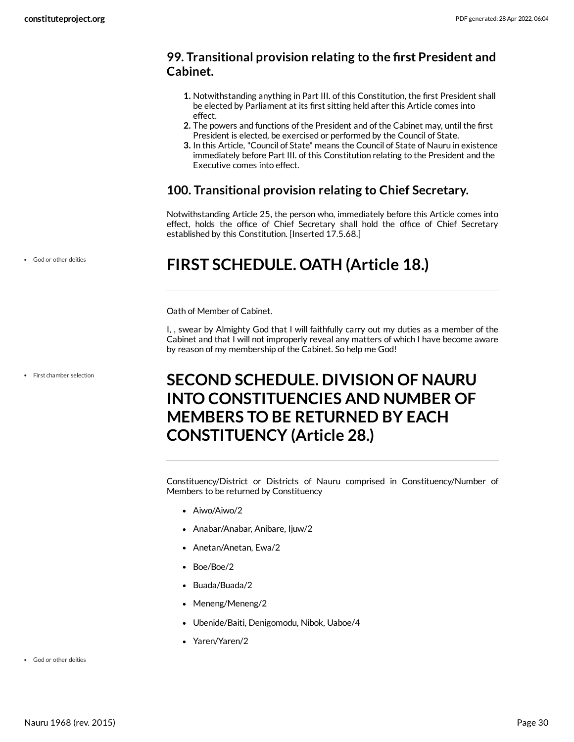### 99. Transitional provision relating to the first President and Cabinet.

1. Notwithstanding anything in Part III. of this Constitution, the first President shall be elected by Parliament at its first sitting held after this Article comes into effect.
2. The powers and functions of the President and of the Cabinet may, until the first President is elected, be exercised or performed by the Council of State.
3. In this Article, "Council of State" means the Council of State of Nauru in existence immediately before Part III. of this Constitution relating to the President and the Executive comes into effect.

### 100. Transitional provision relating to Chief Secretary.

Notwithstanding Article 25, the person who, immediately before this Article comes into effect, holds the office of Chief Secretary shall hold the office of Chief Secretary established by this Constitution. [Inserted 17.5.68.]

- God or other deities

## FIRST SCHEDULE. OATH (Article 18.)

Oath of Member of Cabinet.

I, , swear by Almighty God that I will faithfully carry out my duties as a member of the Cabinet and that I will not improperly reveal any matters of which I have become aware by reason of my membership of the Cabinet. So help me God!

- First chamber selection

## SECOND SCHEDULE. DIVISION OF NAURU INTO CONSTITUENCIES AND NUMBER OF MEMBERS TO BE RETURNED BY EACH CONSTITUENCY (Article 28.)

Constituency/District or Districts of Nauru comprised in Constituency/Number of Members to be returned by Constituency

- Aiwo/Aiwo/2
- Anabar/Anabar, Anibare, Ijuw/2
- Anetan/Anetan, Ewa/2
- Boe/Boe/2
- Buada/Buada/2
- Meneng/Meneng/2
- Ubenide/Baiti, Denigomodu, Nibok, Uaboe/4
- Yaren/Yaren/2

- God or other deities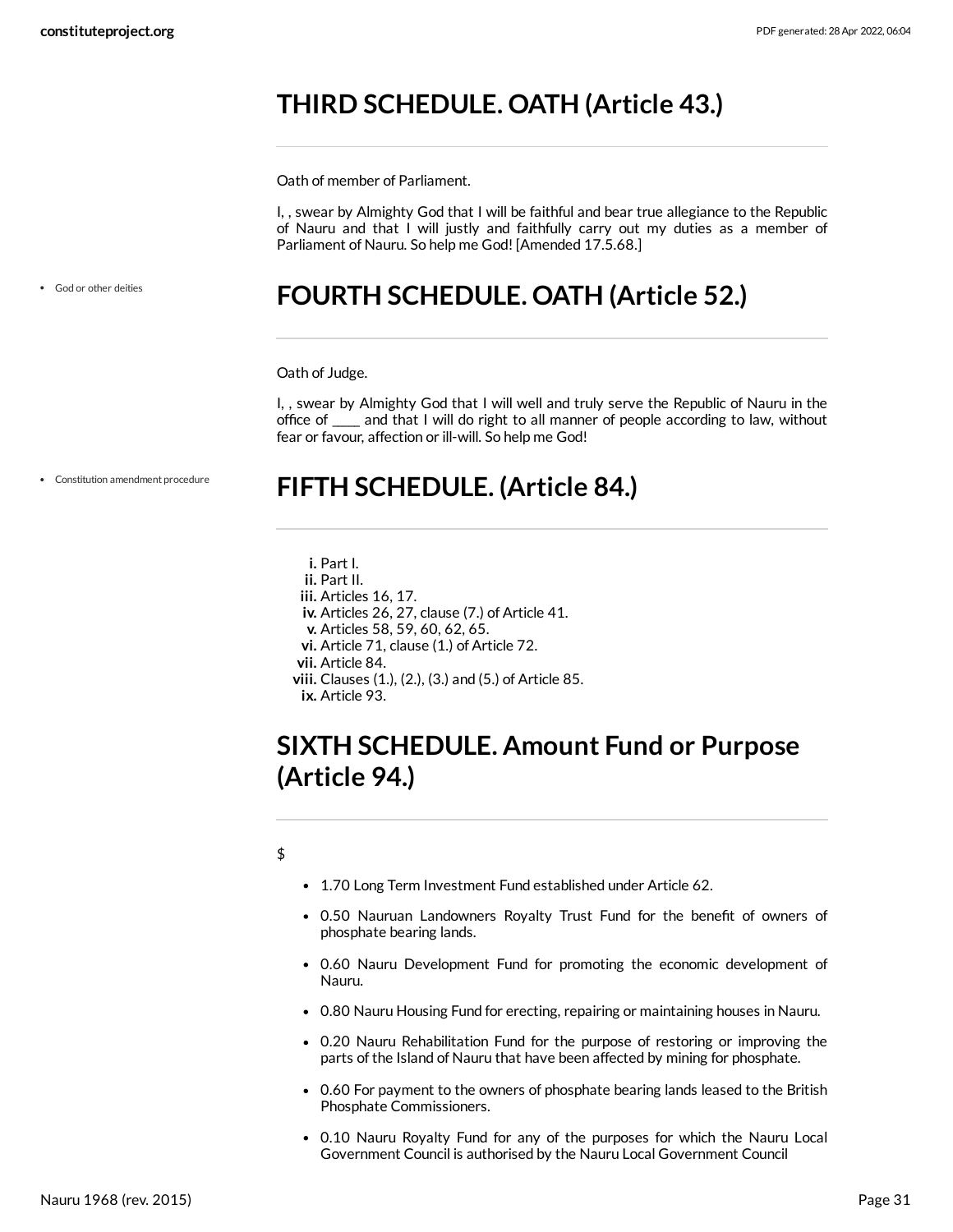## THIRD SCHEDULE. OATH (Article 43.)

Oath of member of Parliament.

I, , swear by Almighty God that I will be faithful and bear true allegiance to the Republic of Nauru and that I will justly and faithfully carry out my duties as a member of Parliament of Nauru. So help me God! [Amended 17.5.68.]

- God or other deities

## FOURTH SCHEDULE. OATH (Article 52.)

Oath of Judge.

I, , swear by Almighty God that I will well and truly serve the Republic of Nauru in the office of ____ and that I will do right to all manner of people according to law, without fear or favour, affection or ill-will. So help me God!

- Constitution amendment procedure

## FIFTH SCHEDULE. (Article 84.)

i. Part I.
ii. Part II.
iii. Articles 16, 17.
iv. Articles 26, 27, clause (7.) of Article 41.
v. Articles 58, 59, 60, 62, 65.
vi. Article 71, clause (1.) of Article 72.
vii. Article 84.
viii. Clauses (1.), (2.), (3.) and (5.) of Article 85.
ix. Article 93.

## SIXTH SCHEDULE. Amount Fund or Purpose (Article 94.)

$

- 1.70 Long Term Investment Fund established under Article 62.
- 0.50 Nauruan Landowners Royalty Trust Fund for the benefit of owners of phosphate bearing lands.
- 0.60 Nauru Development Fund for promoting the economic development of Nauru.
- 0.80 Nauru Housing Fund for erecting, repairing or maintaining houses in Nauru.
- 0.20 Nauru Rehabilitation Fund for the purpose of restoring or improving the parts of the Island of Nauru that have been affected by mining for phosphate.
- 0.60 For payment to the owners of phosphate bearing lands leased to the British Phosphate Commissioners.
- 0.10 Nauru Royalty Fund for any of the purposes for which the Nauru Local Government Council is authorised by the Nauru Local Government Council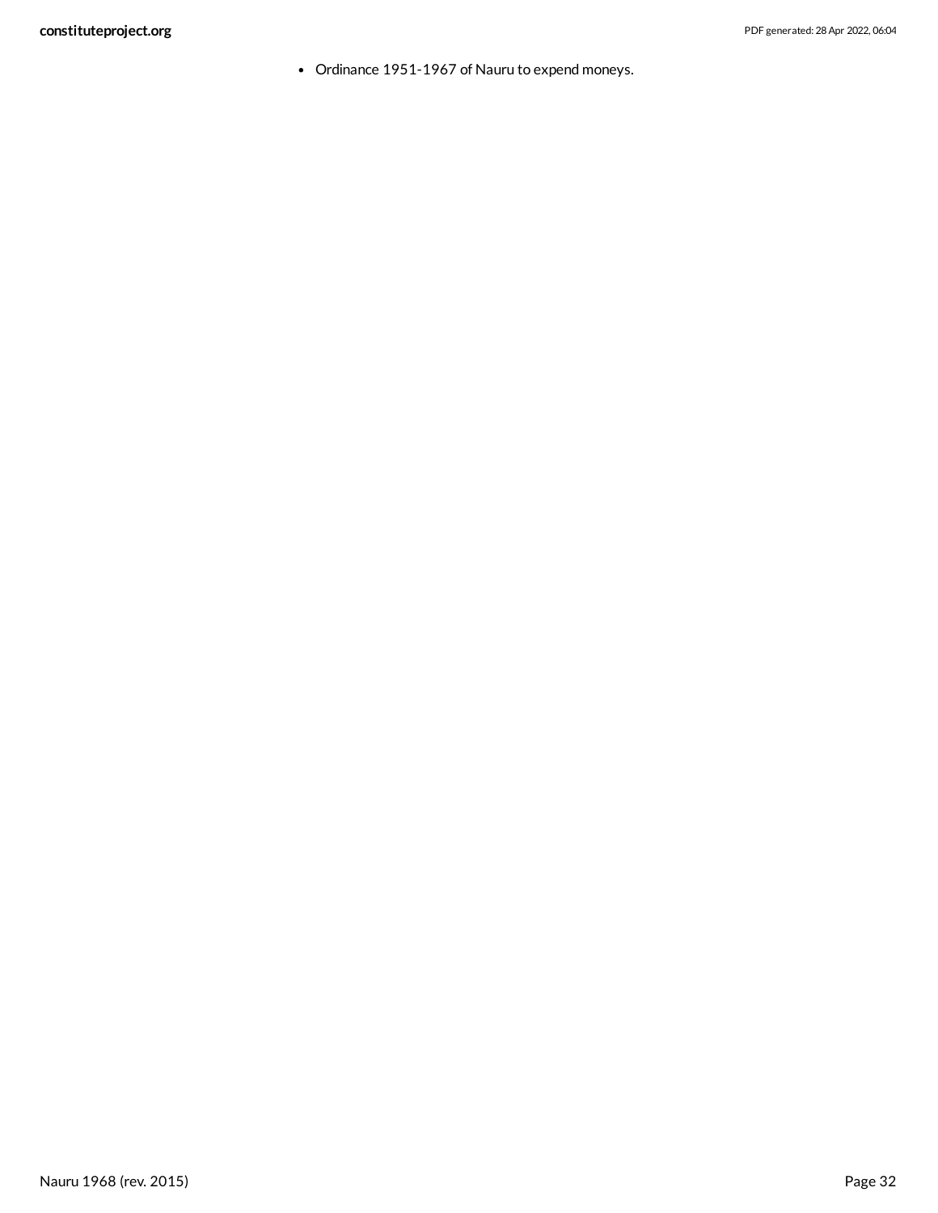- Ordinance 1951-1967 of Nauru to expend moneys.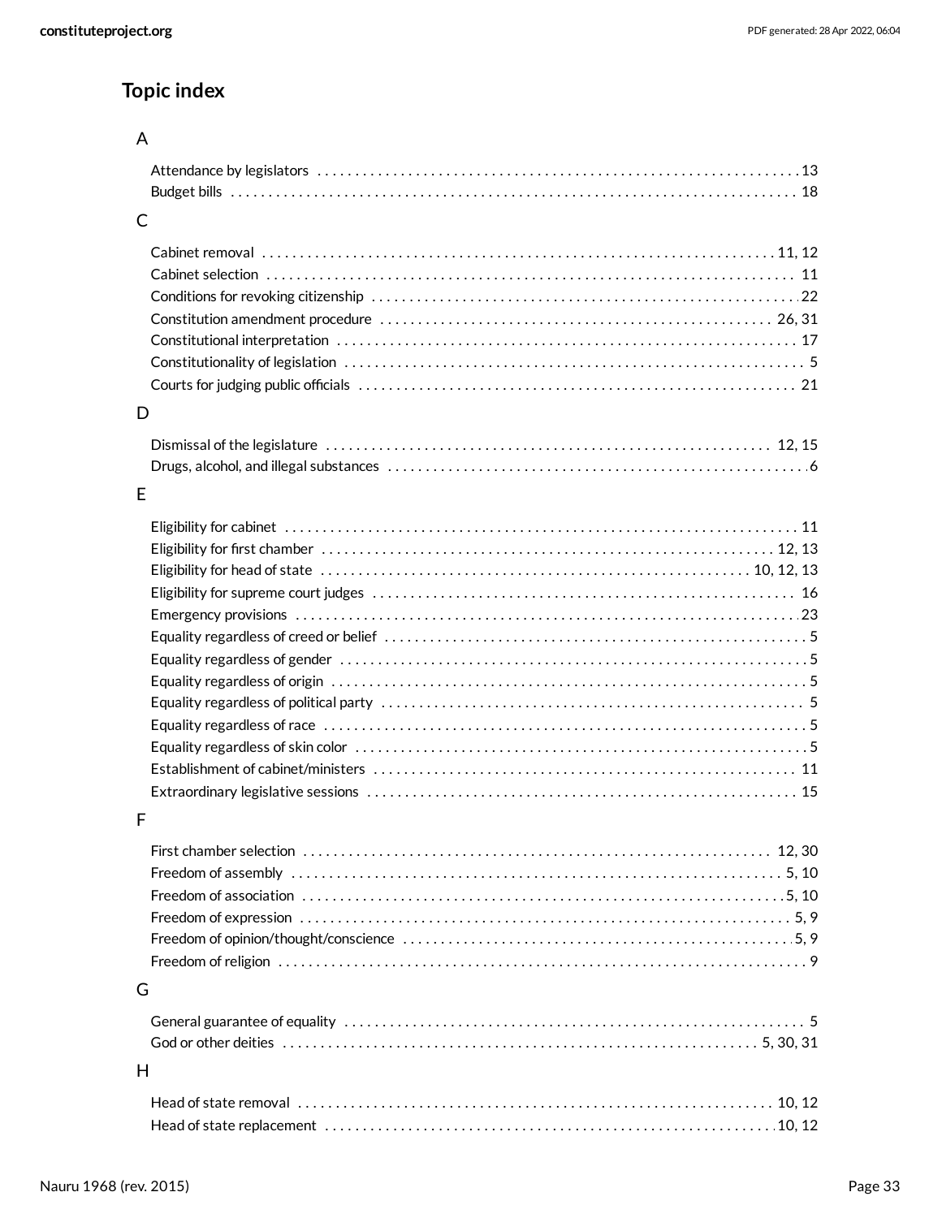## Topic index

### A

- Attendance by legislators ... 13
- Budget bills ... 18

### C

- Cabinet removal ... 11, 12
- Cabinet selection ... 11
- Conditions for revoking citizenship ... 22
- Constitution amendment procedure ... 26, 31
- Constitutional interpretation ... 17
- Constitutionality of legislation ... 5
- Courts for judging public officials ... 21

### D

- Dismissal of the legislature ... 12, 15
- Drugs, alcohol, and illegal substances ... 6

### E

- Eligibility for cabinet ... 11
- Eligibility for first chamber ... 12, 13
- Eligibility for head of state ... 10, 12, 13
- Eligibility for supreme court judges ... 16
- Emergency provisions ... 23
- Equality regardless of creed or belief ... 5
- Equality regardless of gender ... 5
- Equality regardless of origin ... 5
- Equality regardless of political party ... 5
- Equality regardless of race ... 5
- Equality regardless of skin color ... 5
- Establishment of cabinet/ministers ... 11
- Extraordinary legislative sessions ... 15

### F

- First chamber selection ... 12, 30
- Freedom of assembly ... 5, 10
- Freedom of association ... 5, 10
- Freedom of expression ... 5, 9
- Freedom of opinion/thought/conscience ... 5, 9
- Freedom of religion ... 9

### G

- General guarantee of equality ... 5
- God or other deities ... 5, 30, 31

### H

- Head of state removal ... 10, 12
- Head of state replacement ... 10, 12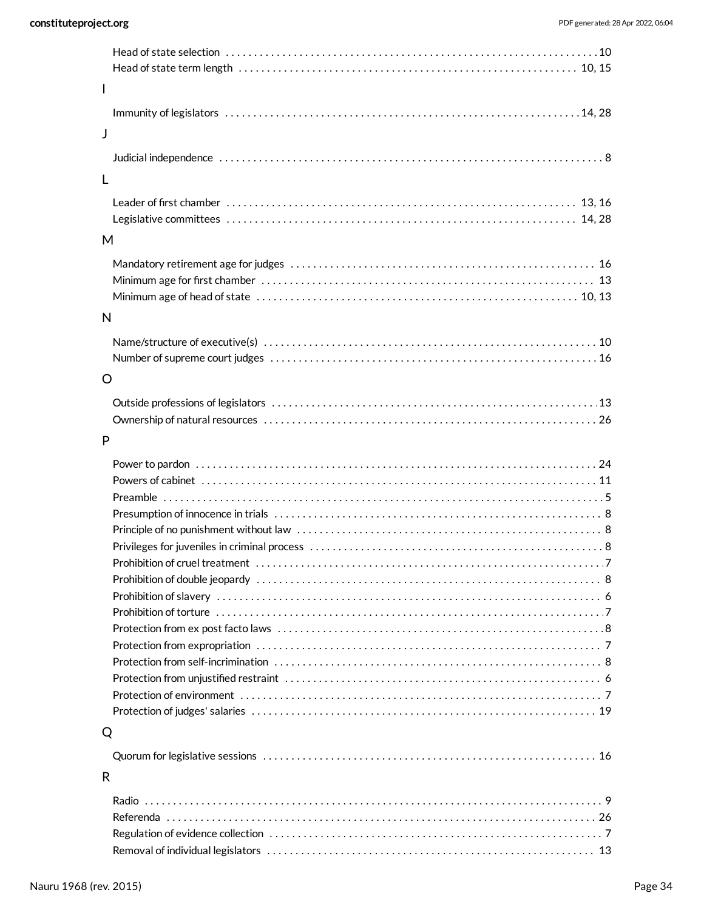Head of state selection . . . . . . . . . . 10
Head of state term length . . . . . . . . . . 10, 15

I

Immunity of legislators . . . . . . . . . . 14, 28

J

Judicial independence . . . . . . . . . . 8

L

Leader of first chamber . . . . . . . . . . 13, 16
Legislative committees . . . . . . . . . . 14, 28

M

Mandatory retirement age for judges . . . . . . . . . . 16
Minimum age for first chamber . . . . . . . . . . 13
Minimum age of head of state . . . . . . . . . . 10, 13

N

Name/structure of executive(s) . . . . . . . . . . 10
Number of supreme court judges . . . . . . . . . . 16

O

Outside professions of legislators . . . . . . . . . . 13
Ownership of natural resources . . . . . . . . . . 26

P

Power to pardon . . . . . . . . . . 24
Powers of cabinet . . . . . . . . . . 11
Preamble . . . . . . . . . . 5
Presumption of innocence in trials . . . . . . . . . . 8
Principle of no punishment without law . . . . . . . . . . 8
Privileges for juveniles in criminal process . . . . . . . . . . 8
Prohibition of cruel treatment . . . . . . . . . . 7
Prohibition of double jeopardy . . . . . . . . . . 8
Prohibition of slavery . . . . . . . . . . 6
Prohibition of torture . . . . . . . . . . 7
Protection from ex post facto laws . . . . . . . . . . 8
Protection from expropriation . . . . . . . . . . 7
Protection from self-incrimination . . . . . . . . . . 8
Protection from unjustified restraint . . . . . . . . . . 6
Protection of environment . . . . . . . . . . 7
Protection of judges' salaries . . . . . . . . . . 19

Q

Quorum for legislative sessions . . . . . . . . . . 16

R

Radio . . . . . . . . . . 9
Referenda . . . . . . . . . . 26
Regulation of evidence collection . . . . . . . . . . 7
Removal of individual legislators . . . . . . . . . . 13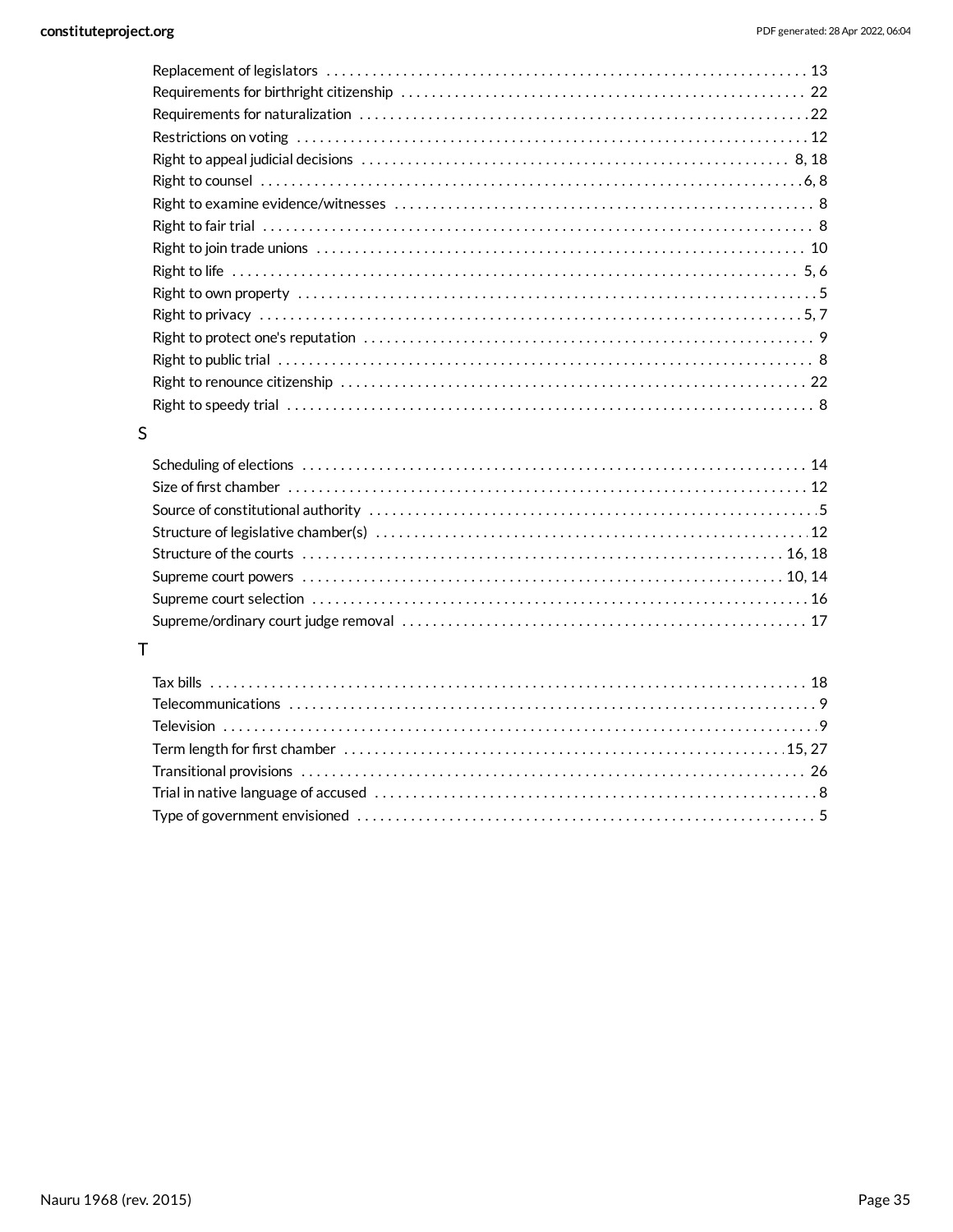Replacement of legislators . . . . . . . . . . . . . . . . . . . . . . . . . . . . . . . . . . . . . . . . . . . . . . . . . . . . . . . . . . . . . . . . 13
Requirements for birthright citizenship . . . . . . . . . . . . . . . . . . . . . . . . . . . . . . . . . . . . . . . . . . . . . . . . . . . . . 22
Requirements for naturalization . . . . . . . . . . . . . . . . . . . . . . . . . . . . . . . . . . . . . . . . . . . . . . . . . . . . . . . . . . . 22
Restrictions on voting . . . . . . . . . . . . . . . . . . . . . . . . . . . . . . . . . . . . . . . . . . . . . . . . . . . . . . . . . . . . . . . . . . . . 12
Right to appeal judicial decisions . . . . . . . . . . . . . . . . . . . . . . . . . . . . . . . . . . . . . . . . . . . . . . . . . . . . . . . . . 8, 18
Right to counsel . . . . . . . . . . . . . . . . . . . . . . . . . . . . . . . . . . . . . . . . . . . . . . . . . . . . . . . . . . . . . . . . . . . . . . . . 6, 8
Right to examine evidence/witnesses . . . . . . . . . . . . . . . . . . . . . . . . . . . . . . . . . . . . . . . . . . . . . . . . . . . . . . . 8
Right to fair trial . . . . . . . . . . . . . . . . . . . . . . . . . . . . . . . . . . . . . . . . . . . . . . . . . . . . . . . . . . . . . . . . . . . . . . . . . 8
Right to join trade unions . . . . . . . . . . . . . . . . . . . . . . . . . . . . . . . . . . . . . . . . . . . . . . . . . . . . . . . . . . . . . . . . 10
Right to life . . . . . . . . . . . . . . . . . . . . . . . . . . . . . . . . . . . . . . . . . . . . . . . . . . . . . . . . . . . . . . . . . . . . . . . . . . 5, 6
Right to own property . . . . . . . . . . . . . . . . . . . . . . . . . . . . . . . . . . . . . . . . . . . . . . . . . . . . . . . . . . . . . . . . . . . . . 5
Right to privacy . . . . . . . . . . . . . . . . . . . . . . . . . . . . . . . . . . . . . . . . . . . . . . . . . . . . . . . . . . . . . . . . . . . . . . . . 5, 7
Right to protect one's reputation . . . . . . . . . . . . . . . . . . . . . . . . . . . . . . . . . . . . . . . . . . . . . . . . . . . . . . . . . . . 9
Right to public trial . . . . . . . . . . . . . . . . . . . . . . . . . . . . . . . . . . . . . . . . . . . . . . . . . . . . . . . . . . . . . . . . . . . . . . . 8
Right to renounce citizenship . . . . . . . . . . . . . . . . . . . . . . . . . . . . . . . . . . . . . . . . . . . . . . . . . . . . . . . . . . . . . 22
Right to speedy trial . . . . . . . . . . . . . . . . . . . . . . . . . . . . . . . . . . . . . . . . . . . . . . . . . . . . . . . . . . . . . . . . . . . . . . 8

## S

Scheduling of elections . . . . . . . . . . . . . . . . . . . . . . . . . . . . . . . . . . . . . . . . . . . . . . . . . . . . . . . . . . . . . . . . . . 14
Size of first chamber . . . . . . . . . . . . . . . . . . . . . . . . . . . . . . . . . . . . . . . . . . . . . . . . . . . . . . . . . . . . . . . . . . . . 12
Source of constitutional authority . . . . . . . . . . . . . . . . . . . . . . . . . . . . . . . . . . . . . . . . . . . . . . . . . . . . . . . . . . . 5
Structure of legislative chamber(s) . . . . . . . . . . . . . . . . . . . . . . . . . . . . . . . . . . . . . . . . . . . . . . . . . . . . . . . . . 12
Structure of the courts . . . . . . . . . . . . . . . . . . . . . . . . . . . . . . . . . . . . . . . . . . . . . . . . . . . . . . . . . . . . . . . . 16, 18
Supreme court powers . . . . . . . . . . . . . . . . . . . . . . . . . . . . . . . . . . . . . . . . . . . . . . . . . . . . . . . . . . . . . . . . 10, 14
Supreme court selection . . . . . . . . . . . . . . . . . . . . . . . . . . . . . . . . . . . . . . . . . . . . . . . . . . . . . . . . . . . . . . . . . . 16
Supreme/ordinary court judge removal . . . . . . . . . . . . . . . . . . . . . . . . . . . . . . . . . . . . . . . . . . . . . . . . . . . . . 17

## T

Tax bills . . . . . . . . . . . . . . . . . . . . . . . . . . . . . . . . . . . . . . . . . . . . . . . . . . . . . . . . . . . . . . . . . . . . . . . . . . . . . . . . 18
Telecommunications . . . . . . . . . . . . . . . . . . . . . . . . . . . . . . . . . . . . . . . . . . . . . . . . . . . . . . . . . . . . . . . . . . . . . . 9
Television . . . . . . . . . . . . . . . . . . . . . . . . . . . . . . . . . . . . . . . . . . . . . . . . . . . . . . . . . . . . . . . . . . . . . . . . . . . . . . . 9
Term length for first chamber . . . . . . . . . . . . . . . . . . . . . . . . . . . . . . . . . . . . . . . . . . . . . . . . . . . . . . . . . . . 15, 27
Transitional provisions . . . . . . . . . . . . . . . . . . . . . . . . . . . . . . . . . . . . . . . . . . . . . . . . . . . . . . . . . . . . . . . . . . . 26
Trial in native language of accused . . . . . . . . . . . . . . . . . . . . . . . . . . . . . . . . . . . . . . . . . . . . . . . . . . . . . . . . . 8
Type of government envisioned . . . . . . . . . . . . . . . . . . . . . . . . . . . . . . . . . . . . . . . . . . . . . . . . . . . . . . . . . . . . 5